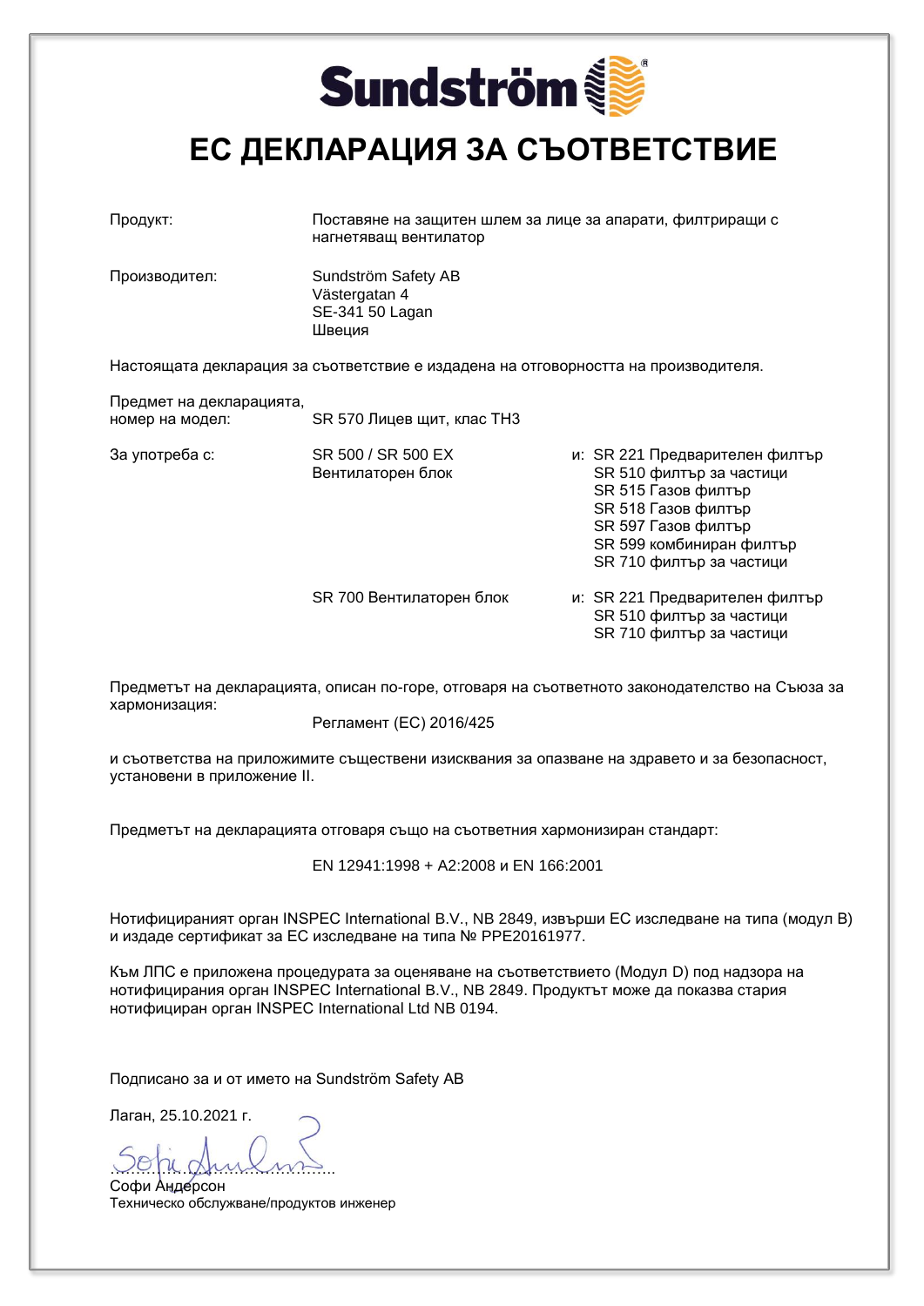Sundström

# ЕС ДЕКЛАРАЦИЯ ЗА СЪОТВЕТСТВИЕ

| | |
|---|---|
| Продукт: | Поставяне на защитен шлем за лице за апарати, филтриращи с нагнетяващ вентилатор |
| Производител: | Sundström Safety AB<br>Västergatan 4<br>SE-341 50 Lagan<br>Швеция |

Настоящата декларация за съответствие е издадена на отговорността на производителя.

| | | |
|---|---|---|
| Предмет на декларацията, номер на модел: | SR 570 Лицев щит, клас TH3 | |
| За употреба с: | SR 500 / SR 500 EX Вентилаторен блок | и: SR 221 Предварителен филтър<br>SR 510 филтър за частици<br>SR 515 Газов филтър<br>SR 518 Газов филтър<br>SR 597 Газов филтър<br>SR 599 комбиниран филтър<br>SR 710 филтър за частици |
| | SR 700 Вентилаторен блок | и: SR 221 Предварителен филтър<br>SR 510 филтър за частици<br>SR 710 филтър за частици |

Предметът на декларацията, описан по-горе, отговаря на съответното законодателство на Съюза за хармонизация:

Регламент (ЕС) 2016/425

и съответства на приложимите съществени изисквания за опазване на здравето и за безопасност, установени в приложение II.

Предметът на декларацията отговаря също на съответния хармонизиран стандарт:

EN 12941:1998 + A2:2008 и EN 166:2001

Нотифицираният орган INSPEC International B.V., NB 2849, извърши ЕС изследване на типа (модул B) и издаде сертификат за ЕС изследване на типа № PPE20161977.

Към ЛПС е приложена процедурата за оценяване на съответствието (Модул D) под надзора на нотифицирания орган INSPEC International B.V., NB 2849. Продуктът може да показва стария нотифициран орган INSPEC International Ltd NB 0194.

Подписано за и от името на Sundström Safety AB

Лаган, 25.10.2021 г.

……………………………………

Софи Андерсон

Техническо обслужване/продуктов инженер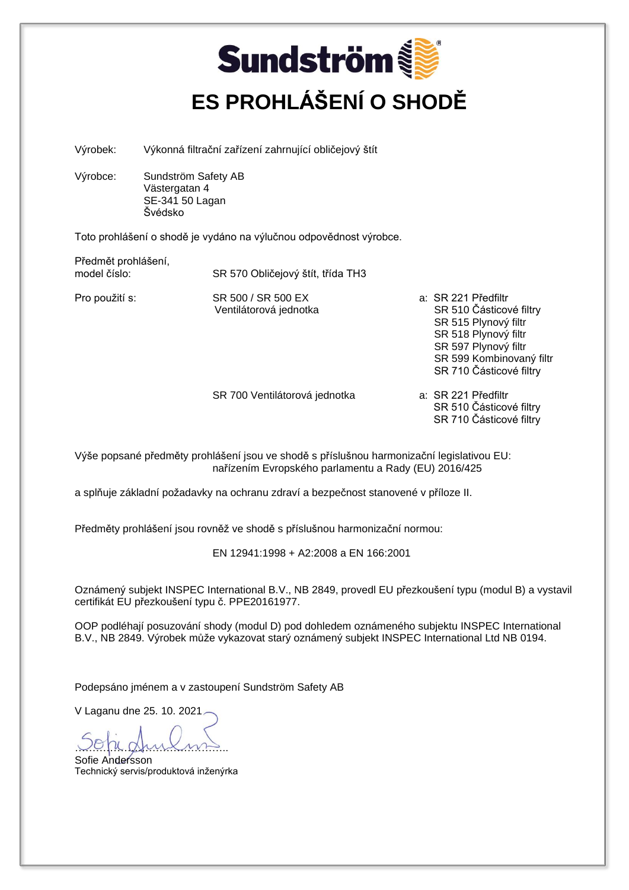# Sundström

# ES PROHLÁŠENÍ O SHODĚ

Výrobek: Výkonná filtrační zařízení zahrnující obličejový štít

Výrobce: Sundström Safety AB
Västergatan 4
SE-341 50 Lagan
Švédsko

Toto prohlášení o shodě je vydáno na výlučnou odpovědnost výrobce.

| | | |
|---|---|---|
| Předmět prohlášení, model číslo: | SR 570 Obličejový štít, třída TH3 | |
| Pro použití s: | SR 500 / SR 500 EX Ventilátorová jednotka | a: SR 221 Předfiltr<br>SR 510 Částicové filtry<br>SR 515 Plynový filtr<br>SR 518 Plynový filtr<br>SR 597 Plynový filtr<br>SR 599 Kombinovaný filtr<br>SR 710 Částicové filtry |
| | SR 700 Ventilátorová jednotka | a: SR 221 Předfiltr<br>SR 510 Částicové filtry<br>SR 710 Částicové filtry |

Výše popsané předměty prohlášení jsou ve shodě s příslušnou harmonizační legislativou EU:
nařízením Evropského parlamentu a Rady (EU) 2016/425

a splňuje základní požadavky na ochranu zdraví a bezpečnost stanovené v příloze II.

Předměty prohlášení jsou rovněž ve shodě s příslušnou harmonizační normou:

EN 12941:1998 + A2:2008 a EN 166:2001

Oznámený subjekt INSPEC International B.V., NB 2849, provedl EU přezkoušení typu (modul B) a vystavil certifikát EU přezkoušení typu č. PPE20161977.

OOP podléhají posuzování shody (modul D) pod dohledem oznámeného subjektu INSPEC International B.V., NB 2849. Výrobek může vykazovat starý oznámený subjekt INSPEC International Ltd NB 0194.

Podepsáno jménem a v zastoupení Sundström Safety AB

V Laganu dne 25. 10. 2021

……………………………………….
Sofie Andersson
Technický servis/produktová inženýrka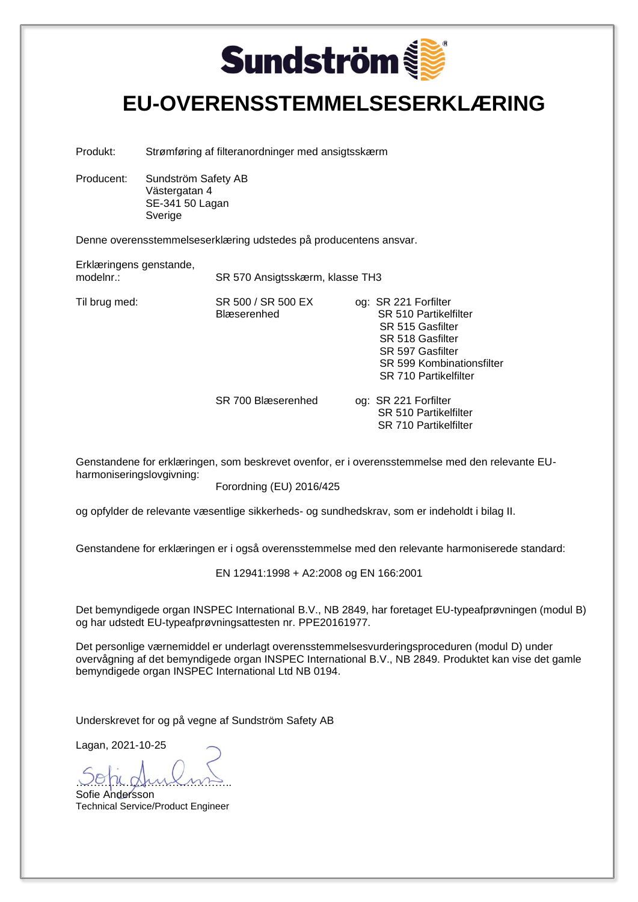# Sundström

# EU-OVERENSSTEMMELSESERKLÆRING

Produkt: Strømføring af filteranordninger med ansigtsskærm

Producent: Sundström Safety AB
Västergatan 4
SE-341 50 Lagan
Sverige

Denne overensstemmelseserklæring udstedes på producentens ansvar.

| | | |
|---|---|---|
| Erklæringens genstande, modelnr.: | SR 570 Ansigtsskærm, klasse TH3 | |
| Til brug med: | SR 500 / SR 500 EX Blæserenhed | og: SR 221 Forfilter<br>SR 510 Partikelfilter<br>SR 515 Gasfilter<br>SR 518 Gasfilter<br>SR 597 Gasfilter<br>SR 599 Kombinationsfilter<br>SR 710 Partikelfilter |
| | SR 700 Blæserenhed | og: SR 221 Forfilter<br>SR 510 Partikelfilter<br>SR 710 Partikelfilter |

Genstandene for erklæringen, som beskrevet ovenfor, er i overensstemmelse med den relevante EU-harmoniseringslovgivning:

Forordning (EU) 2016/425

og opfylder de relevante væsentlige sikkerheds- og sundhedskrav, som er indeholdt i bilag II.

Genstandene for erklæringen er i også overensstemmelse med den relevante harmoniserede standard:

EN 12941:1998 + A2:2008 og EN 166:2001

Det bemyndigede organ INSPEC International B.V., NB 2849, har foretaget EU-typeafprøvningen (modul B) og har udstedt EU-typeafprøvningsattesten nr. PPE20161977.

Det personlige værnemiddel er underlagt overensstemmelsesvurderingsproceduren (modul D) under overvågning af det bemyndigede organ INSPEC International B.V., NB 2849. Produktet kan vise det gamle bemyndigede organ INSPEC International Ltd NB 0194.

Underskrevet for og på vegne af Sundström Safety AB

Lagan, 2021-10-25

……………………………………..
Sofie Andersson
Technical Service/Product Engineer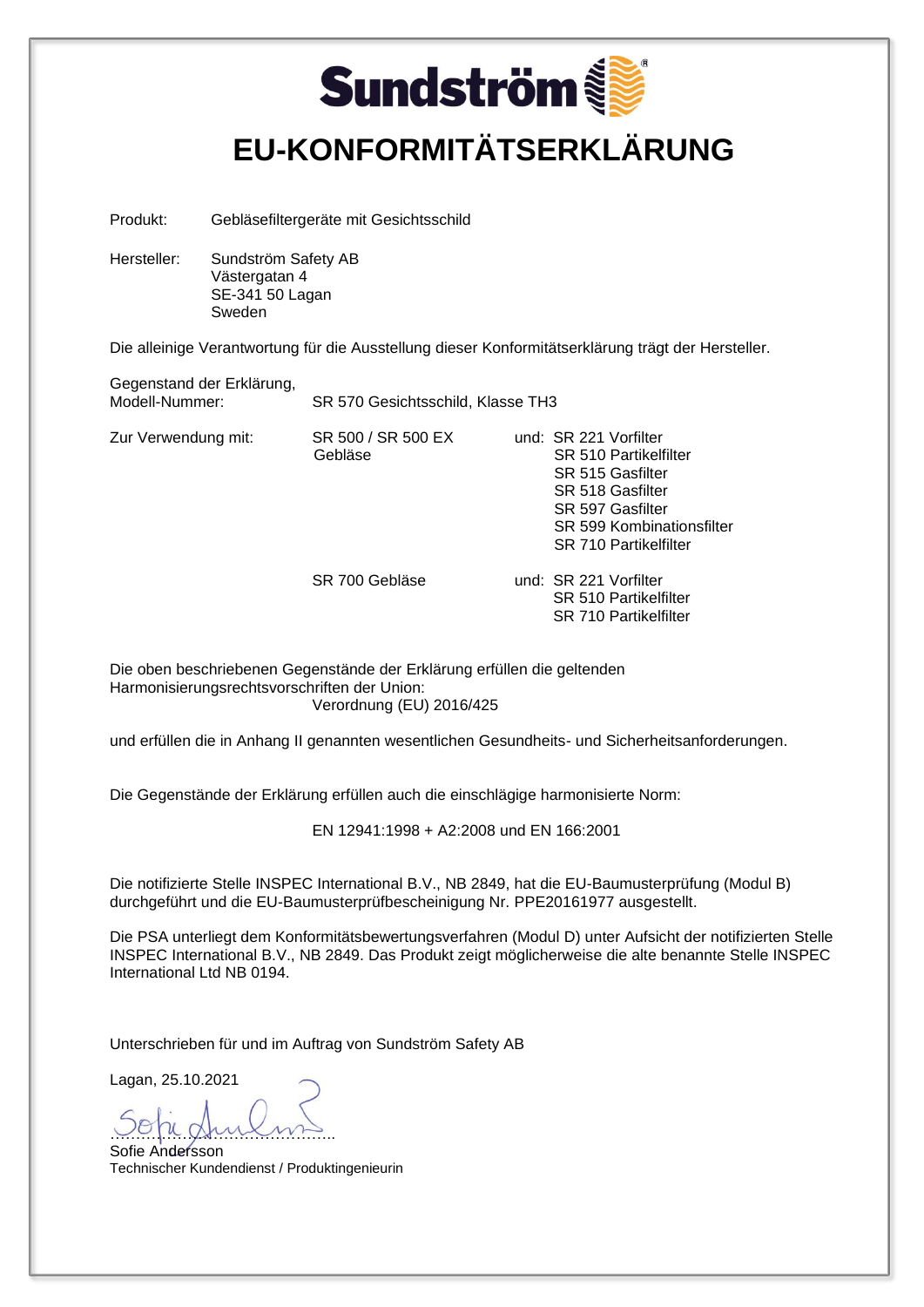# Sundström

# EU-KONFORMITÄTSERKLÄRUNG

Produkt: Gebläsefiltergeräte mit Gesichtsschild

Hersteller: Sundström Safety AB
Västergatan 4
SE-341 50 Lagan
Sweden

Die alleinige Verantwortung für die Ausstellung dieser Konformitätserklärung trägt der Hersteller.

Gegenstand der Erklärung,
Modell-Nummer: SR 570 Gesichtsschild, Klasse TH3

| Zur Verwendung mit: | SR 500 / SR 500 EX Gebläse | und: | SR 221 Vorfilter<br>SR 510 Partikelfilter<br>SR 515 Gasfilter<br>SR 518 Gasfilter<br>SR 597 Gasfilter<br>SR 599 Kombinationsfilter<br>SR 710 Partikelfilter |
|---|---|---|---|
| | SR 700 Gebläse | und: | SR 221 Vorfilter<br>SR 510 Partikelfilter<br>SR 710 Partikelfilter |

Die oben beschriebenen Gegenstände der Erklärung erfüllen die geltenden Harmonisierungsrechtsvorschriften der Union:
Verordnung (EU) 2016/425

und erfüllen die in Anhang II genannten wesentlichen Gesundheits- und Sicherheitsanforderungen.

Die Gegenstände der Erklärung erfüllen auch die einschlägige harmonisierte Norm:

EN 12941:1998 + A2:2008 und EN 166:2001

Die notifizierte Stelle INSPEC International B.V., NB 2849, hat die EU-Baumusterprüfung (Modul B) durchgeführt und die EU-Baumusterprüfbescheinigung Nr. PPE20161977 ausgestellt.

Die PSA unterliegt dem Konformitätsbewertungsverfahren (Modul D) unter Aufsicht der notifizierten Stelle INSPEC International B.V., NB 2849. Das Produkt zeigt möglicherweise die alte benannte Stelle INSPEC International Ltd NB 0194.

Unterschrieben für und im Auftrag von Sundström Safety AB

Lagan, 25.10.2021

……………………………………

Sofie Andersson
Technischer Kundendienst / Produktingenieurin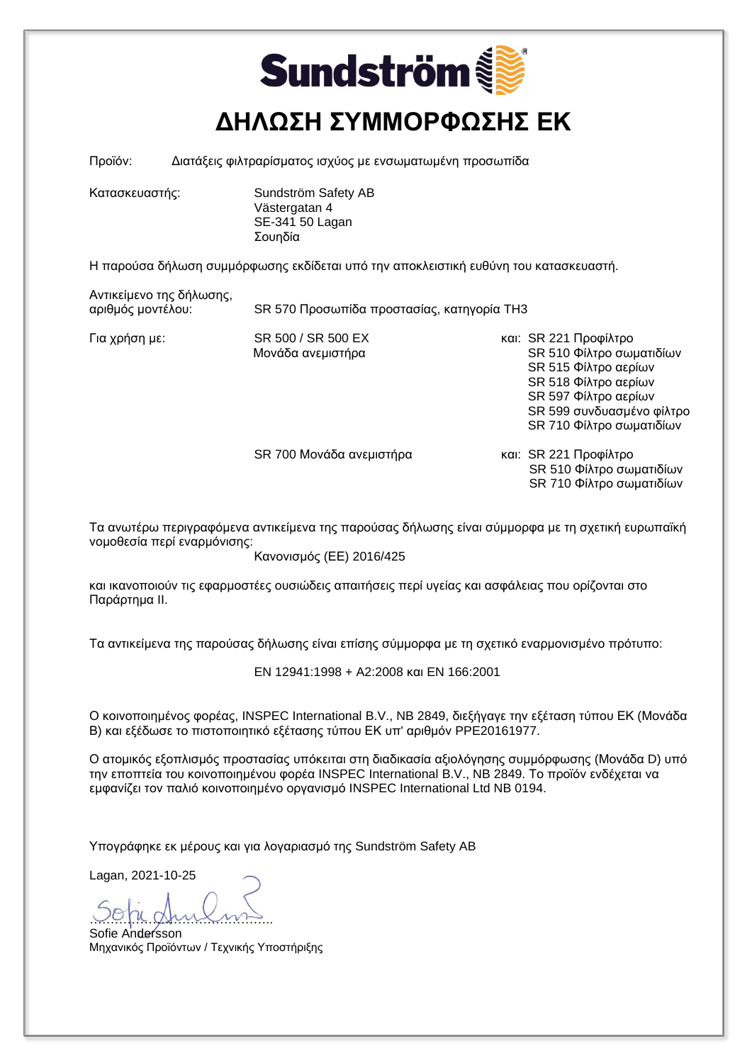# Sundström

# ΔΗΛΩΣΗ ΣΥΜΜΟΡΦΩΣΗΣ ΕΚ

Προϊόν: Διατάξεις φιλτραρίσματος ισχύος με ενσωματωμένη προσωπίδα

Κατασκευαστής: Sundström Safety AB
Västergatan 4
SE-341 50 Lagan
Σουηδία

Η παρούσα δήλωση συμμόρφωσης εκδίδεται υπό την αποκλειστική ευθύνη του κατασκευαστή.

Αντικείμενο της δήλωσης, αριθμός μοντέλου: SR 570 Προσωπίδα προστασίας, κατηγορία TH3

Για χρήση με:

SR 500 / SR 500 EX Μονάδα ανεμιστήρα και:
- SR 221 Προφίλτρο
- SR 510 Φίλτρο σωματιδίων
- SR 515 Φίλτρο αερίων
- SR 518 Φίλτρο αερίων
- SR 597 Φίλτρο αερίων
- SR 599 συνδυασμένο φίλτρο
- SR 710 Φίλτρο σωματιδίων

SR 700 Μονάδα ανεμιστήρα και:
- SR 221 Προφίλτρο
- SR 510 Φίλτρο σωματιδίων
- SR 710 Φίλτρο σωματιδίων

Τα ανωτέρω περιγραφόμενα αντικείμενα της παρούσας δήλωσης είναι σύμμορφα με τη σχετική ευρωπαϊκή νομοθεσία περί εναρμόνισης:

Κανονισμός (ΕΕ) 2016/425

και ικανοποιούν τις εφαρμοστέες ουσιώδεις απαιτήσεις περί υγείας και ασφάλειας που ορίζονται στο Παράρτημα II.

Τα αντικείμενα της παρούσας δήλωσης είναι επίσης σύμμορφα με το σχετικό εναρμονισμένο πρότυπο:

EN 12941:1998 + A2:2008 και EN 166:2001

Ο κοινοποιημένος φορέας, INSPEC International B.V., NB 2849, διεξήγαγε την εξέταση τύπου ΕΚ (Μονάδα B) και εξέδωσε το πιστοποιητικό εξέτασης τύπου ΕΚ υπ' αριθμόν PPE20161977.

Ο ατομικός εξοπλισμός προστασίας υπόκειται στη διαδικασία αξιολόγησης συμμόρφωσης (Μονάδα D) υπό την εποπτεία του κοινοποιημένου φορέα INSPEC International B.V., NB 2849. Το προϊόν ενδέχεται να εμφανίζει τον παλιό κοινοποιημένο οργανισμό INSPEC International Ltd NB 0194.

Υπογράφηκε εκ μέρους και για λογαριασμό της Sundström Safety AB

Lagan, 2021-10-25

……………………………………

Sofie Andersson
Μηχανικός Προϊόντων / Τεχνικής Υποστήριξης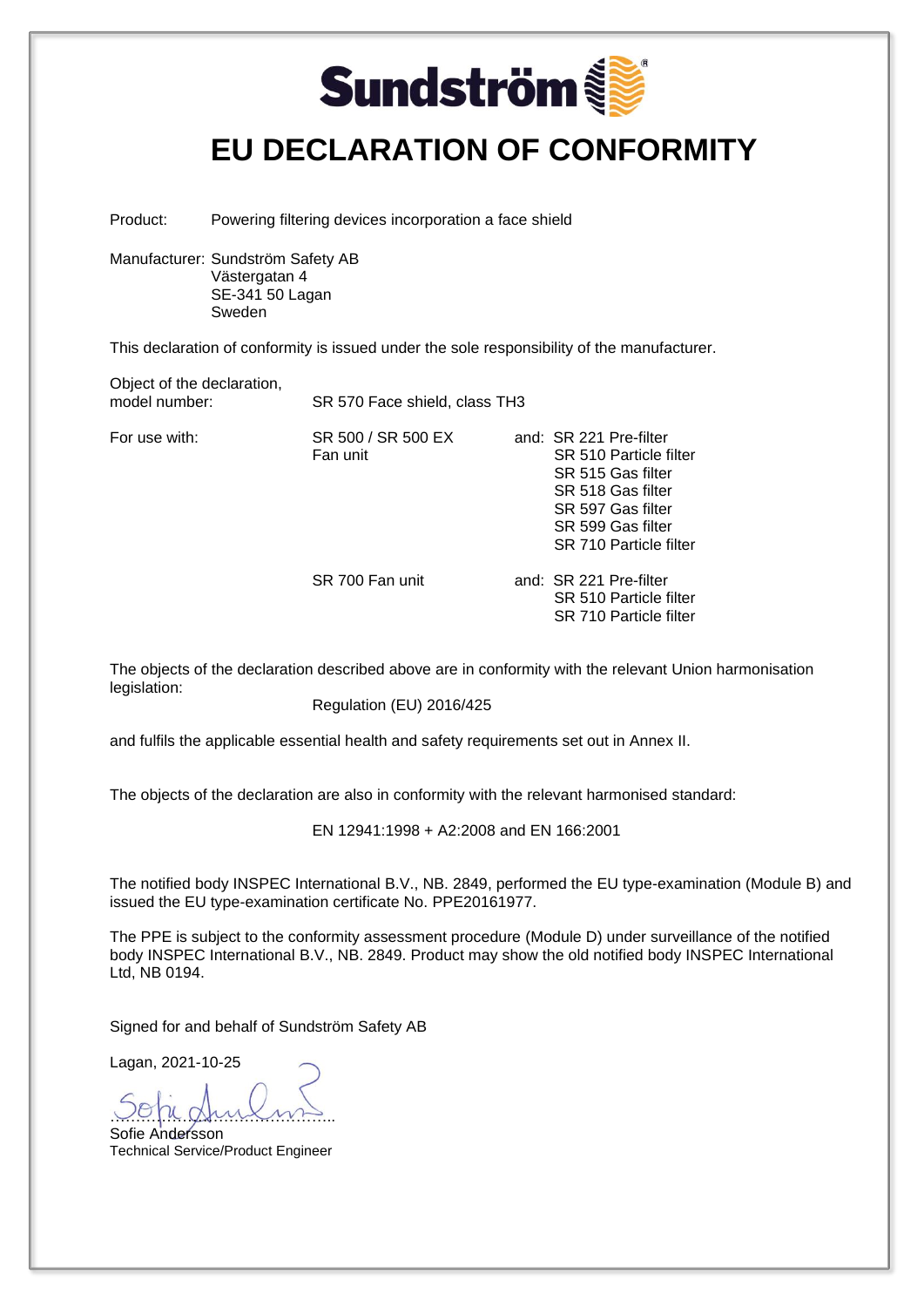Sundström

# EU DECLARATION OF CONFORMITY

Product: Powering filtering devices incorporation a face shield

Manufacturer: Sundström Safety AB
Västergatan 4
SE-341 50 Lagan
Sweden

This declaration of conformity is issued under the sole responsibility of the manufacturer.

| Object of the declaration, model number: | SR 570 Face shield, class TH3 | |
|---|---|---|
| For use with: | SR 500 / SR 500 EX Fan unit | and: SR 221 Pre-filter<br>SR 510 Particle filter<br>SR 515 Gas filter<br>SR 518 Gas filter<br>SR 597 Gas filter<br>SR 599 Gas filter<br>SR 710 Particle filter |
| | SR 700 Fan unit | and: SR 221 Pre-filter<br>SR 510 Particle filter<br>SR 710 Particle filter |

The objects of the declaration described above are in conformity with the relevant Union harmonisation legislation:

Regulation (EU) 2016/425

and fulfils the applicable essential health and safety requirements set out in Annex II.

The objects of the declaration are also in conformity with the relevant harmonised standard:

EN 12941:1998 + A2:2008 and EN 166:2001

The notified body INSPEC International B.V., NB. 2849, performed the EU type-examination (Module B) and issued the EU type-examination certificate No. PPE20161977.

The PPE is subject to the conformity assessment procedure (Module D) under surveillance of the notified body INSPEC International B.V., NB. 2849. Product may show the old notified body INSPEC International Ltd, NB 0194.

Signed for and behalf of Sundström Safety AB

Lagan, 2021-10-25

…………………………………..
Sofie Andersson
Technical Service/Product Engineer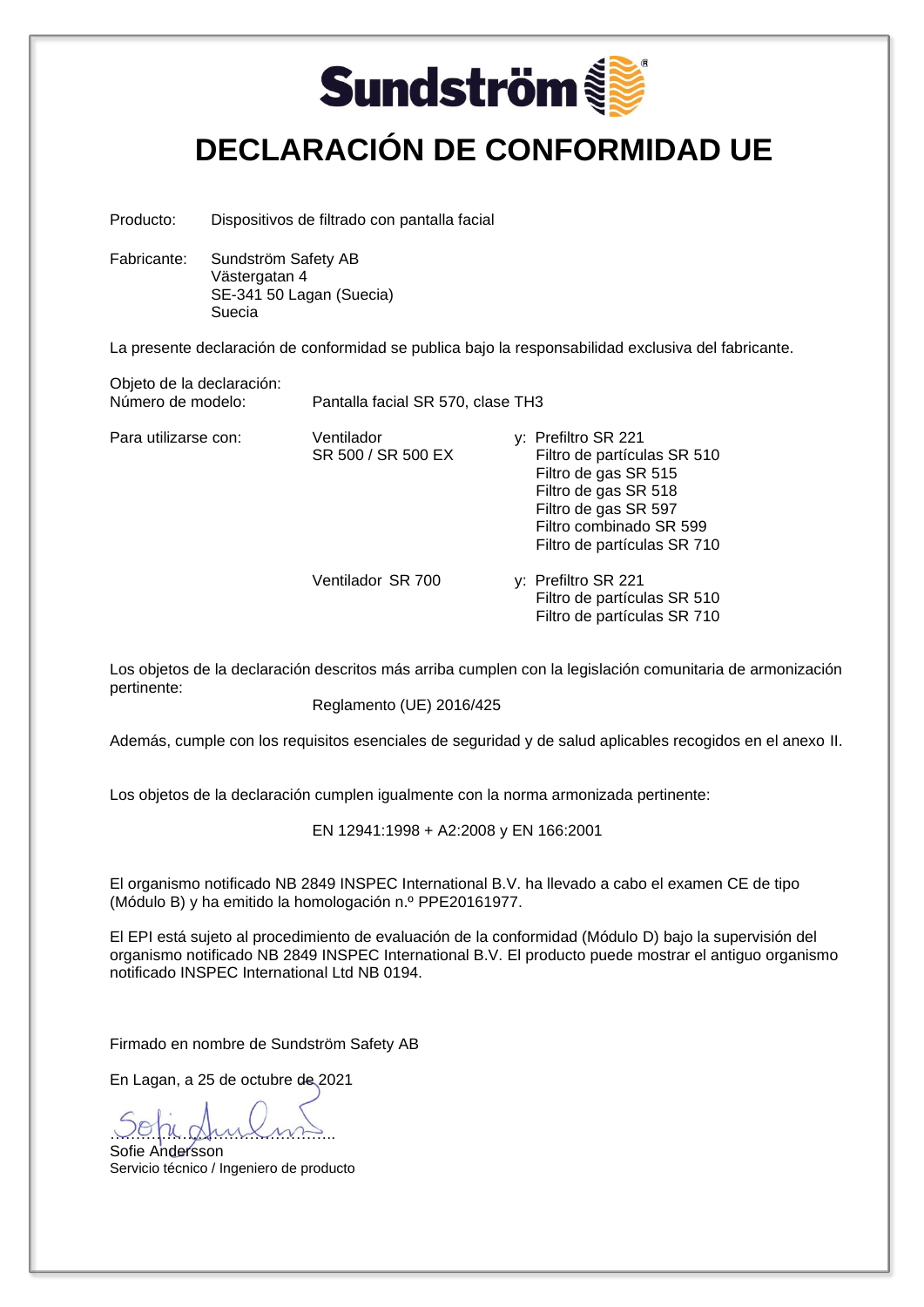**Sundström**

# DECLARACIÓN DE CONFORMIDAD UE

Producto: Dispositivos de filtrado con pantalla facial

Fabricante: Sundström Safety AB
Västergatan 4
SE-341 50 Lagan (Suecia)
Suecia

La presente declaración de conformidad se publica bajo la responsabilidad exclusiva del fabricante.

Objeto de la declaración:
Número de modelo: Pantalla facial SR 570, clase TH3

Para utilizarse con:

| | | |
|---|---|---|
| Ventilador SR 500 / SR 500 EX | y: | Prefiltro SR 221<br>Filtro de partículas SR 510<br>Filtro de gas SR 515<br>Filtro de gas SR 518<br>Filtro de gas SR 597<br>Filtro combinado SR 599<br>Filtro de partículas SR 710 |
| Ventilador SR 700 | y: | Prefiltro SR 221<br>Filtro de partículas SR 510<br>Filtro de partículas SR 710 |

Los objetos de la declaración descritos más arriba cumplen con la legislación comunitaria de armonización pertinente:

Reglamento (UE) 2016/425

Además, cumple con los requisitos esenciales de seguridad y de salud aplicables recogidos en el anexo II.

Los objetos de la declaración cumplen igualmente con la norma armonizada pertinente:

EN 12941:1998 + A2:2008 y EN 166:2001

El organismo notificado NB 2849 INSPEC International B.V. ha llevado a cabo el examen CE de tipo (Módulo B) y ha emitido la homologación n.º PPE20161977.

El EPI está sujeto al procedimiento de evaluación de la conformidad (Módulo D) bajo la supervisión del organismo notificado NB 2849 INSPEC International B.V. El producto puede mostrar el antiguo organismo notificado INSPEC International Ltd NB 0194.

Firmado en nombre de Sundström Safety AB

En Lagan, a 25 de octubre de 2021

……………………………………
Sofie Andersson
Servicio técnico / Ingeniero de producto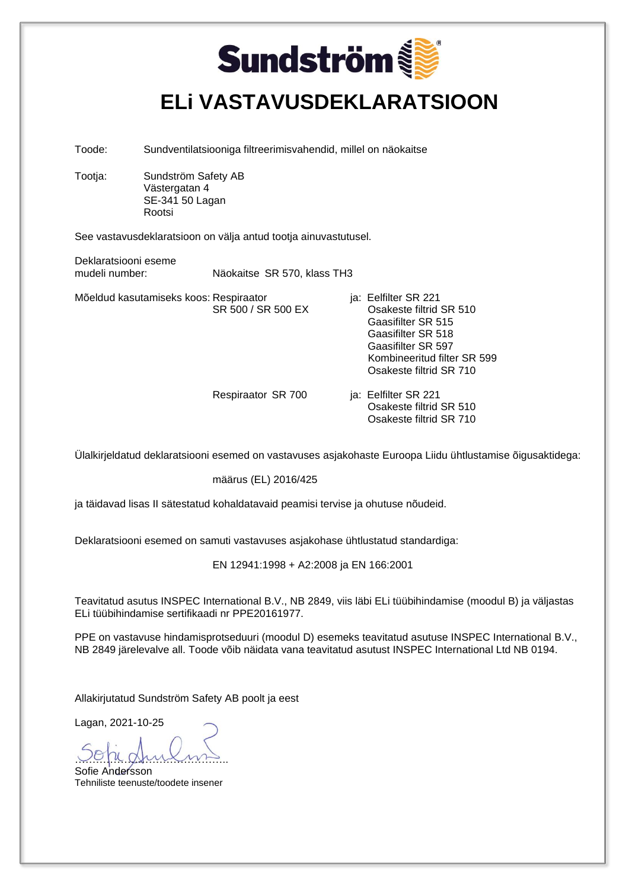Sundström

# ELi VASTAVUSDEKLARATSIOON

Toode: Sundventilatsiooniga filtreerimisvahendid, millel on näokaitse

Tootja: Sundström Safety AB
Västergatan 4
SE-341 50 Lagan
Rootsi

See vastavusdeklaratsioon on välja antud tootja ainuvastutusel.

Deklaratsiooni eseme mudeli number: Näokaitse SR 570, klass TH3

| Mõeldud kasutamiseks koos: | | |
|---|---|---|
| | Respiraator SR 500 / SR 500 EX | ja: Eelfilter SR 221<br>Osakeste filtrid SR 510<br>Gaasifilter SR 515<br>Gaasifilter SR 518<br>Gaasifilter SR 597<br>Kombineeritud filter SR 599<br>Osakeste filtrid SR 710 |
| | Respiraator SR 700 | ja: Eelfilter SR 221<br>Osakeste filtrid SR 510<br>Osakeste filtrid SR 710 |

Ülalkirjeldatud deklaratsiooni esemed on vastavuses asjakohaste Euroopa Liidu ühtlustamise õigusaktidega:

määrus (EL) 2016/425

ja täidavad lisas II sätestatud kohaldatavaid peamisi tervise ja ohutuse nõudeid.

Deklaratsiooni esemed on samuti vastavuses asjakohase ühtlustatud standardiga:

EN 12941:1998 + A2:2008 ja EN 166:2001

Teavitatud asutus INSPEC International B.V., NB 2849, viis läbi ELi tüübihindamise (moodul B) ja väljastas ELi tüübihindamise sertifikaadi nr PPE20161977.

PPE on vastavuse hindamisprotseduuri (moodul D) esemeks teavitatud asutuse INSPEC International B.V., NB 2849 järelevalve all. Toode võib näidata vana teavitatud asutust INSPEC International Ltd NB 0194.

Allakirjutatud Sundström Safety AB poolt ja eest

Lagan, 2021-10-25

……………………………………

Sofie Andersson
Tehniliste teenuste/toodete insener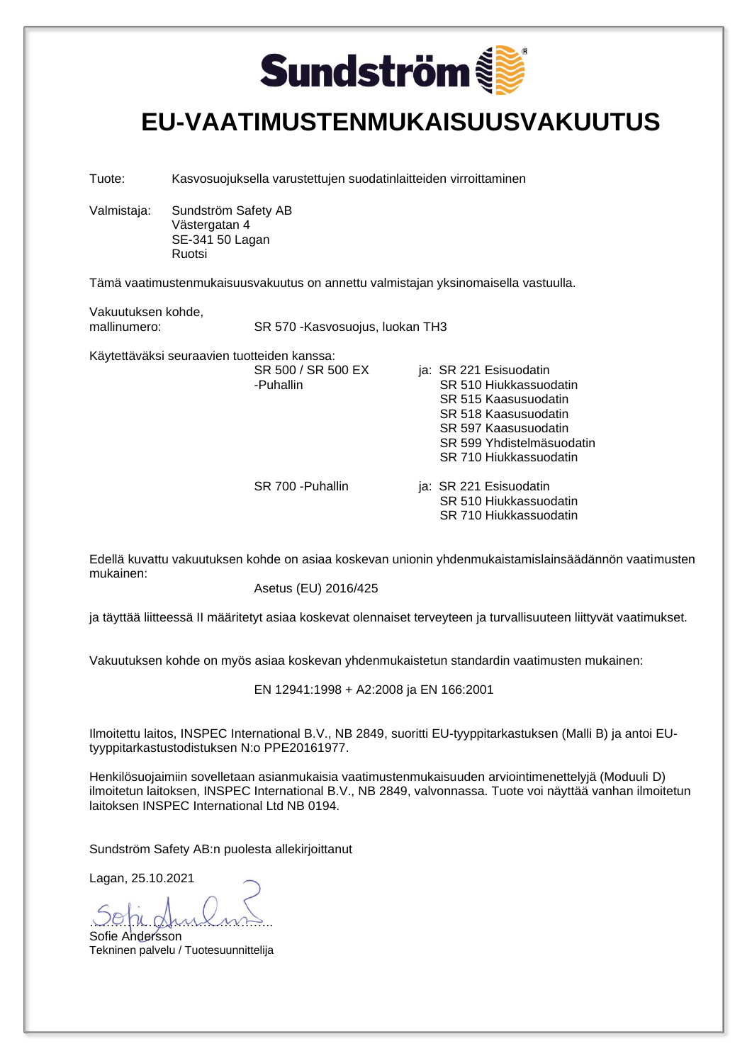Sundström

# EU-VAATIMUSTENMUKAISUUSVAKUUTUS

Tuote: Kasvosuojuksella varustettujen suodatinlaitteiden virroittaminen

Valmistaja: Sundström Safety AB
Västergatan 4
SE-341 50 Lagan
Ruotsi

Tämä vaatimustenmukaisuusvakuutus on annettu valmistajan yksinomaisella vastuulla.

Vakuutuksen kohde,
mallinumero: SR 570 -Kasvosuojus, luokan TH3

Käytettäväksi seuraavien tuotteiden kanssa:

| | |
|---|---|
| SR 500 / SR 500 EX -Puhallin | ja: SR 221 Esisuodatin<br>SR 510 Hiukkassuodatin<br>SR 515 Kaasusuodatin<br>SR 518 Kaasusuodatin<br>SR 597 Kaasusuodatin<br>SR 599 Yhdistelmäsuodatin<br>SR 710 Hiukkassuodatin |
| SR 700 -Puhallin | ja: SR 221 Esisuodatin<br>SR 510 Hiukkassuodatin<br>SR 710 Hiukkassuodatin |

Edellä kuvattu vakuutuksen kohde on asiaa koskevan unionin yhdenmukaistamislainsäädännön vaatimusten mukainen:

Asetus (EU) 2016/425

ja täyttää liitteessä II määritetyt asiaa koskevat olennaiset terveyteen ja turvallisuuteen liittyvät vaatimukset.

Vakuutuksen kohde on myös asiaa koskevan yhdenmukaistetun standardin vaatimusten mukainen:

EN 12941:1998 + A2:2008 ja EN 166:2001

Ilmoitettu laitos, INSPEC International B.V., NB 2849, suoritti EU-tyyppitarkastuksen (Malli B) ja antoi EU-tyyppitarkastustodistuksen N:o PPE20161977.

Henkilösuojaimiin sovelletaan asianmukaisia vaatimustenmukaisuuden arviointimenettelyjä (Moduuli D) ilmoitetun laitoksen, INSPEC International B.V., NB 2849, valvonnassa. Tuote voi näyttää vanhan ilmoitetun laitoksen INSPEC International Ltd NB 0194.

Sundström Safety AB:n puolesta allekirjoittanut

Lagan, 25.10.2021

..........................................

Sofie Andersson
Tekninen palvelu / Tuotesuunnittelija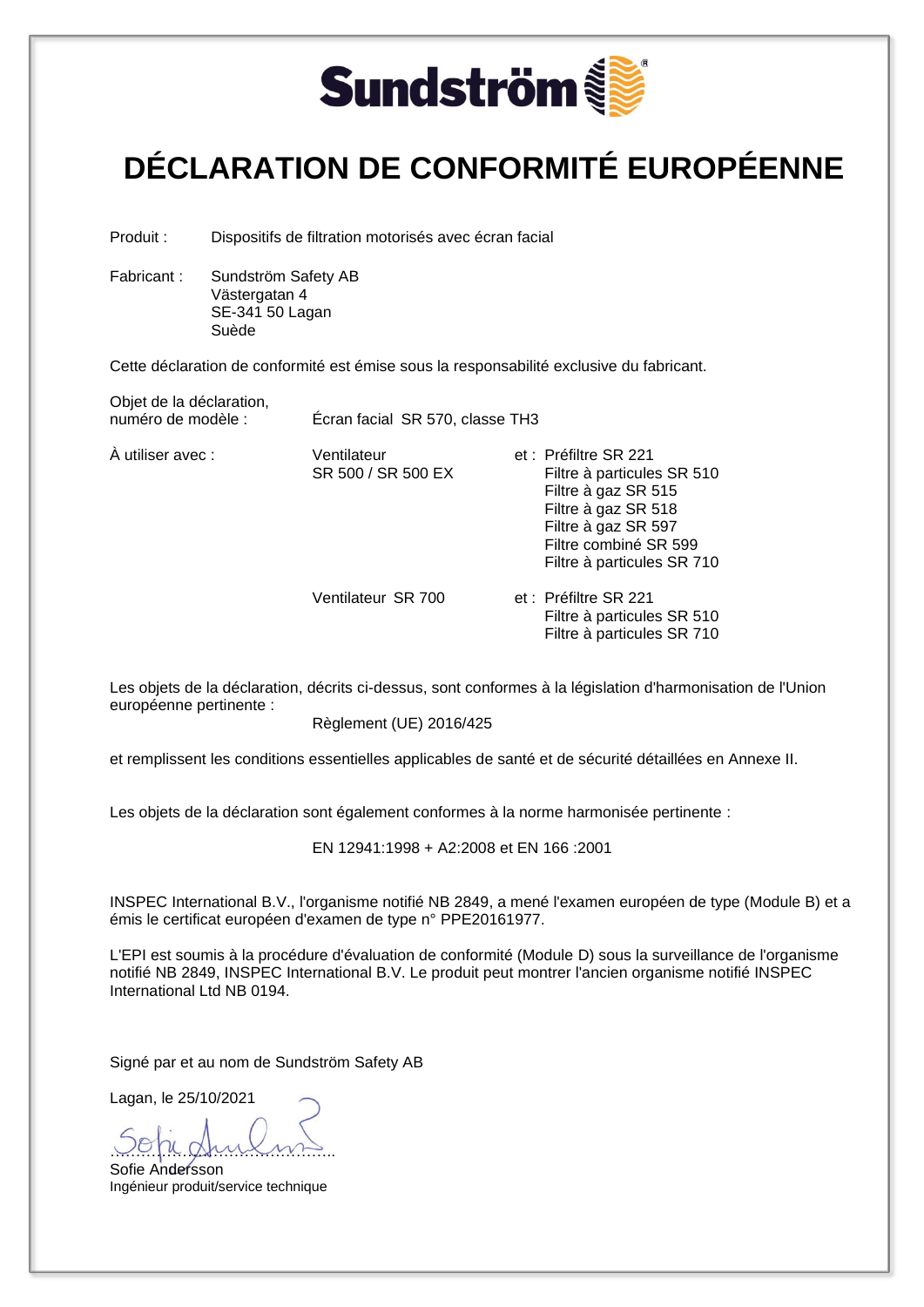Sundström

# DÉCLARATION DE CONFORMITÉ EUROPÉENNE

Produit : Dispositifs de filtration motorisés avec écran facial

Fabricant : Sundström Safety AB
Västergatan 4
SE-341 50 Lagan
Suède

Cette déclaration de conformité est émise sous la responsabilité exclusive du fabricant.

Objet de la déclaration, numéro de modèle : Écran facial SR 570, classe TH3

À utiliser avec :

| | | |
|---|---|---|
| Ventilateur SR 500 / SR 500 EX | et : | Préfiltre SR 221<br>Filtre à particules SR 510<br>Filtre à gaz SR 515<br>Filtre à gaz SR 518<br>Filtre à gaz SR 597<br>Filtre combiné SR 599<br>Filtre à particules SR 710 |
| Ventilateur SR 700 | et : | Préfiltre SR 221<br>Filtre à particules SR 510<br>Filtre à particules SR 710 |

Les objets de la déclaration, décrits ci-dessus, sont conformes à la législation d'harmonisation de l'Union européenne pertinente :

Règlement (UE) 2016/425

et remplissent les conditions essentielles applicables de santé et de sécurité détaillées en Annexe II.

Les objets de la déclaration sont également conformes à la norme harmonisée pertinente :

EN 12941:1998 + A2:2008 et EN 166 :2001

INSPEC International B.V., l'organisme notifié NB 2849, a mené l'examen européen de type (Module B) et a émis le certificat européen d'examen de type n° PPE20161977.

L'EPI est soumis à la procédure d'évaluation de conformité (Module D) sous la surveillance de l'organisme notifié NB 2849, INSPEC International B.V. Le produit peut montrer l'ancien organisme notifié INSPEC International Ltd NB 0194.

Signé par et au nom de Sundström Safety AB

Lagan, le 25/10/2021

Sofie Andersson
Ingénieur produit/service technique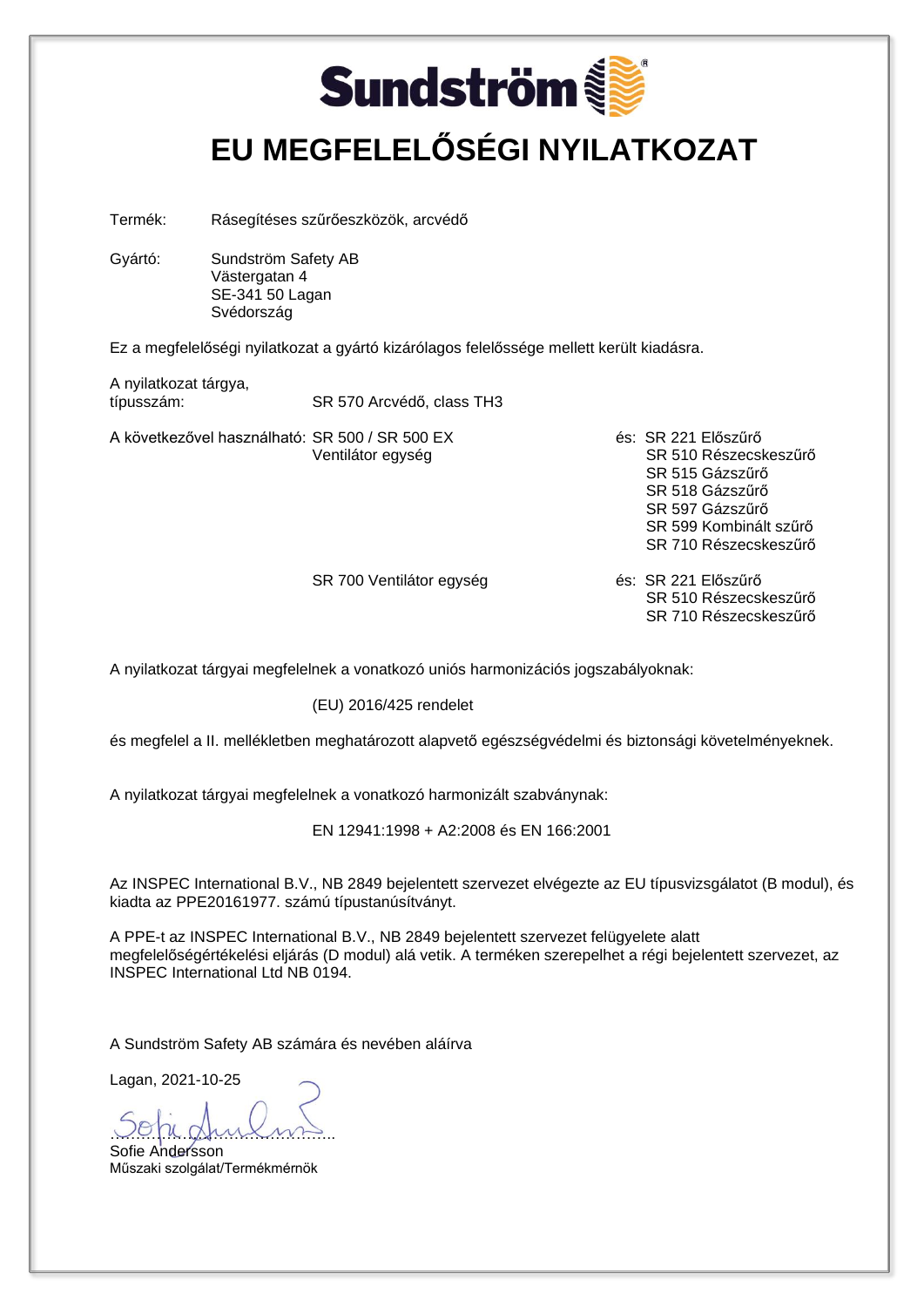**Sundström**

# EU MEGFELELŐSÉGI NYILATKOZAT

Termék: Rásegítéses szűrőeszközök, arcvédő

Gyártó: Sundström Safety AB
Västergatan 4
SE-341 50 Lagan
Svédország

Ez a megfelelőségi nyilatkozat a gyártó kizárólagos felelőssége mellett került kiadásra.

A nyilatkozat tárgya, típusszám: SR 570 Arcvédő, class TH3

A következővel használható: SR 500 / SR 500 EX Ventilátor egység

és: SR 221 Előszűrő
SR 510 Részecskeszűrő
SR 515 Gázszűrő
SR 518 Gázszűrő
SR 597 Gázszűrő
SR 599 Kombinált szűrő
SR 710 Részecskeszűrő

SR 700 Ventilátor egység

és: SR 221 Előszűrő
SR 510 Részecskeszűrő
SR 710 Részecskeszűrő

A nyilatkozat tárgyai megfelelnek a vonatkozó uniós harmonizációs jogszabályoknak:

(EU) 2016/425 rendelet

és megfelel a II. mellékletben meghatározott alapvető egészségvédelmi és biztonsági követelményeknek.

A nyilatkozat tárgyai megfelelnek a vonatkozó harmonizált szabványnak:

EN 12941:1998 + A2:2008 és EN 166:2001

Az INSPEC International B.V., NB 2849 bejelentett szervezet elvégezte az EU típusvizsgálatot (B modul), és kiadta az PPE20161977. számú típustanúsítványt.

A PPE-t az INSPEC International B.V., NB 2849 bejelentett szervezet felügyelete alatt megfelelőségértékelési eljárás (D modul) alá vetik. A terméken szerepelhet a régi bejelentett szervezet, az INSPEC International Ltd NB 0194.

A Sundström Safety AB számára és nevében aláírva

Lagan, 2021-10-25

……………………………………
Sofie Andersson
Műszaki szolgálat/Termékmérnök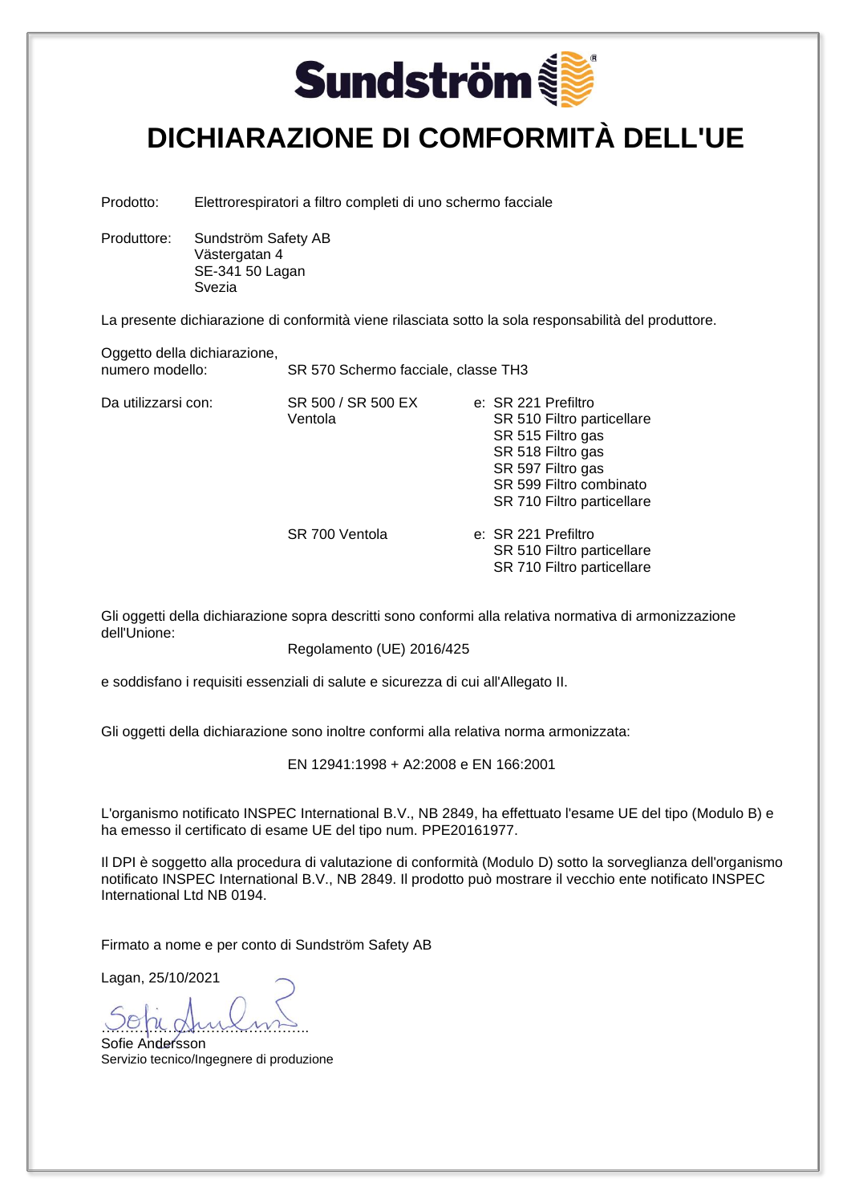Sundström

# DICHIARAZIONE DI CONFORMITÀ DELL'UE

Prodotto: Elettrorespiratori a filtro completi di uno schermo facciale

Produttore: Sundström Safety AB
Västergatan 4
SE-341 50 Lagan
Svezia

La presente dichiarazione di conformità viene rilasciata sotto la sola responsabilità del produttore.

Oggetto della dichiarazione,
numero modello: SR 570 Schermo facciale, classe TH3

Da utilizzarsi con:

| | | |
|---|---|---|
| SR 500 / SR 500 EX Ventola | e: | SR 221 Prefiltro<br>SR 510 Filtro particellare<br>SR 515 Filtro gas<br>SR 518 Filtro gas<br>SR 597 Filtro gas<br>SR 599 Filtro combinato<br>SR 710 Filtro particellare |
| SR 700 Ventola | e: | SR 221 Prefiltro<br>SR 510 Filtro particellare<br>SR 710 Filtro particellare |

Gli oggetti della dichiarazione sopra descritti sono conformi alla relativa normativa di armonizzazione dell'Unione:

Regolamento (UE) 2016/425

e soddisfano i requisiti essenziali di salute e sicurezza di cui all'Allegato II.

Gli oggetti della dichiarazione sono inoltre conformi alla relativa norma armonizzata:

EN 12941:1998 + A2:2008 e EN 166:2001

L'organismo notificato INSPEC International B.V., NB 2849, ha effettuato l'esame UE del tipo (Modulo B) e ha emesso il certificato di esame UE del tipo num. PPE20161977.

Il DPI è soggetto alla procedura di valutazione di conformità (Modulo D) sotto la sorveglianza dell'organismo notificato INSPEC International B.V., NB 2849. Il prodotto può mostrare il vecchio ente notificato INSPEC International Ltd NB 0194.

Firmato a nome e per conto di Sundström Safety AB

Lagan, 25/10/2021

……………………………………

Sofie Andersson
Servizio tecnico/Ingegnere di produzione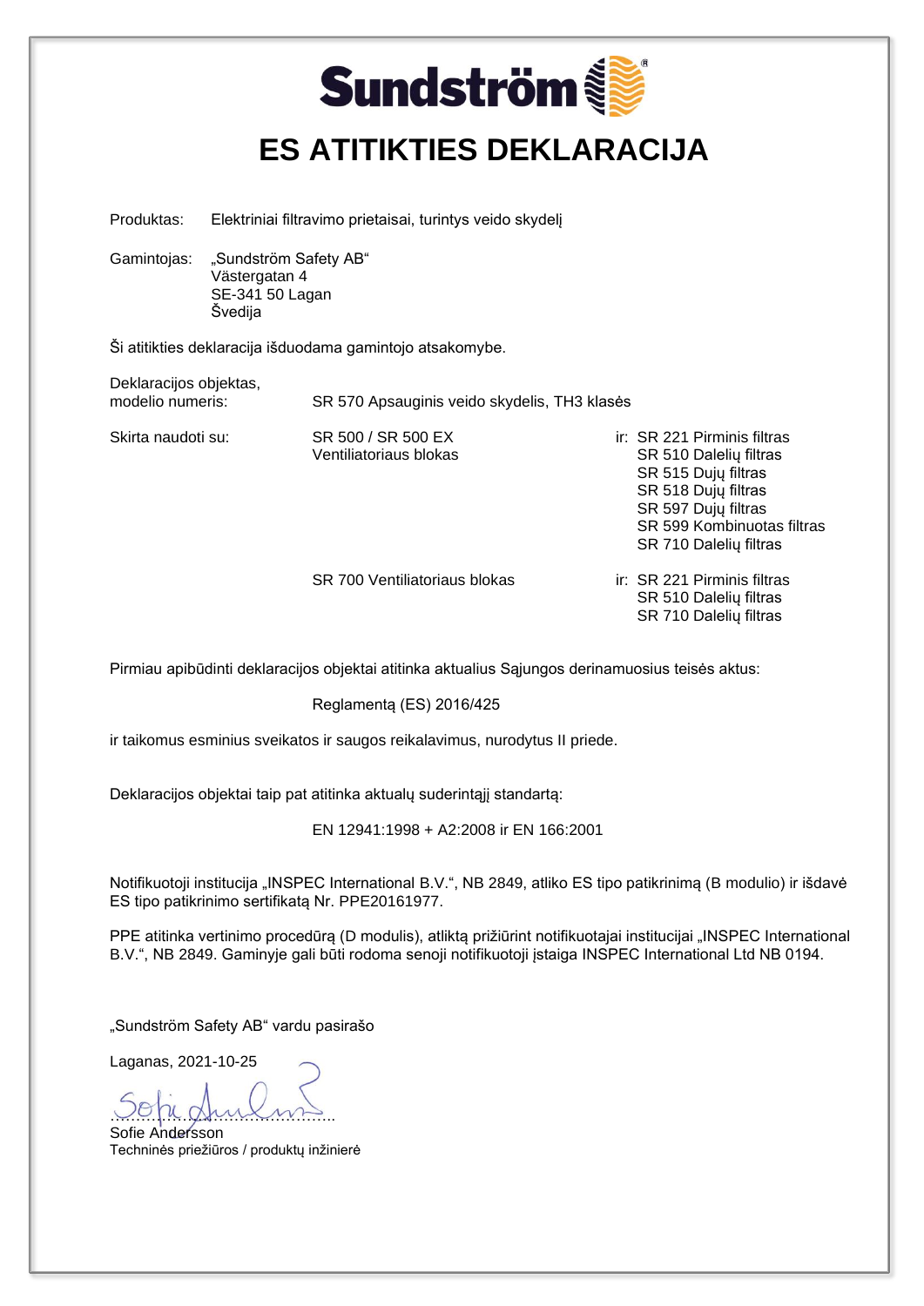Sundström

# ES ATITIKTIES DEKLARACIJA

Produktas: Elektriniai filtravimo prietaisai, turintys veido skydelį

Gamintojas: „Sundström Safety AB“
Västergatan 4
SE-341 50 Lagan
Švedija

Ši atitikties deklaracija išduodama gamintojo atsakomybe.

| | | |
|---|---|---|
| Deklaracijos objektas, modelio numeris: | SR 570 Apsauginis veido skydelis, TH3 klasės | |
| Skirta naudoti su: | SR 500 / SR 500 EX Ventiliatoriaus blokas | ir: SR 221 Pirminis filtras<br>SR 510 Dalelių filtras<br>SR 515 Dujų filtras<br>SR 518 Dujų filtras<br>SR 597 Dujų filtras<br>SR 599 Kombinuotas filtras<br>SR 710 Dalelių filtras |
| | SR 700 Ventiliatoriaus blokas | ir: SR 221 Pirminis filtras<br>SR 510 Dalelių filtras<br>SR 710 Dalelių filtras |

Pirmiau apibūdinti deklaracijos objektai atitinka aktualius Sąjungos derinamuosius teisės aktus:

Reglamentą (ES) 2016/425

ir taikomus esminius sveikatos ir saugos reikalavimus, nurodytus II priede.

Deklaracijos objektai taip pat atitinka aktualų suderintąjį standartą:

EN 12941:1998 + A2:2008 ir EN 166:2001

Notifikuotoji institucija „INSPEC International B.V.“, NB 2849, atliko ES tipo patikrinimą (B modulio) ir išdavė ES tipo patikrinimo sertifikatą Nr. PPE20161977.

PPE atitinka vertinimo procedūrą (D modulis), atliktą prižiūrint notifikuotajai institucijai „INSPEC International B.V.“, NB 2849. Gaminyje gali būti rodoma senoji notifikuotoji įstaiga INSPEC International Ltd NB 0194.

„Sundström Safety AB“ vardu pasirašo

Laganas, 2021-10-25

……………………………………

Sofie Andersson
Techninės priežiūros / produktų inžinierė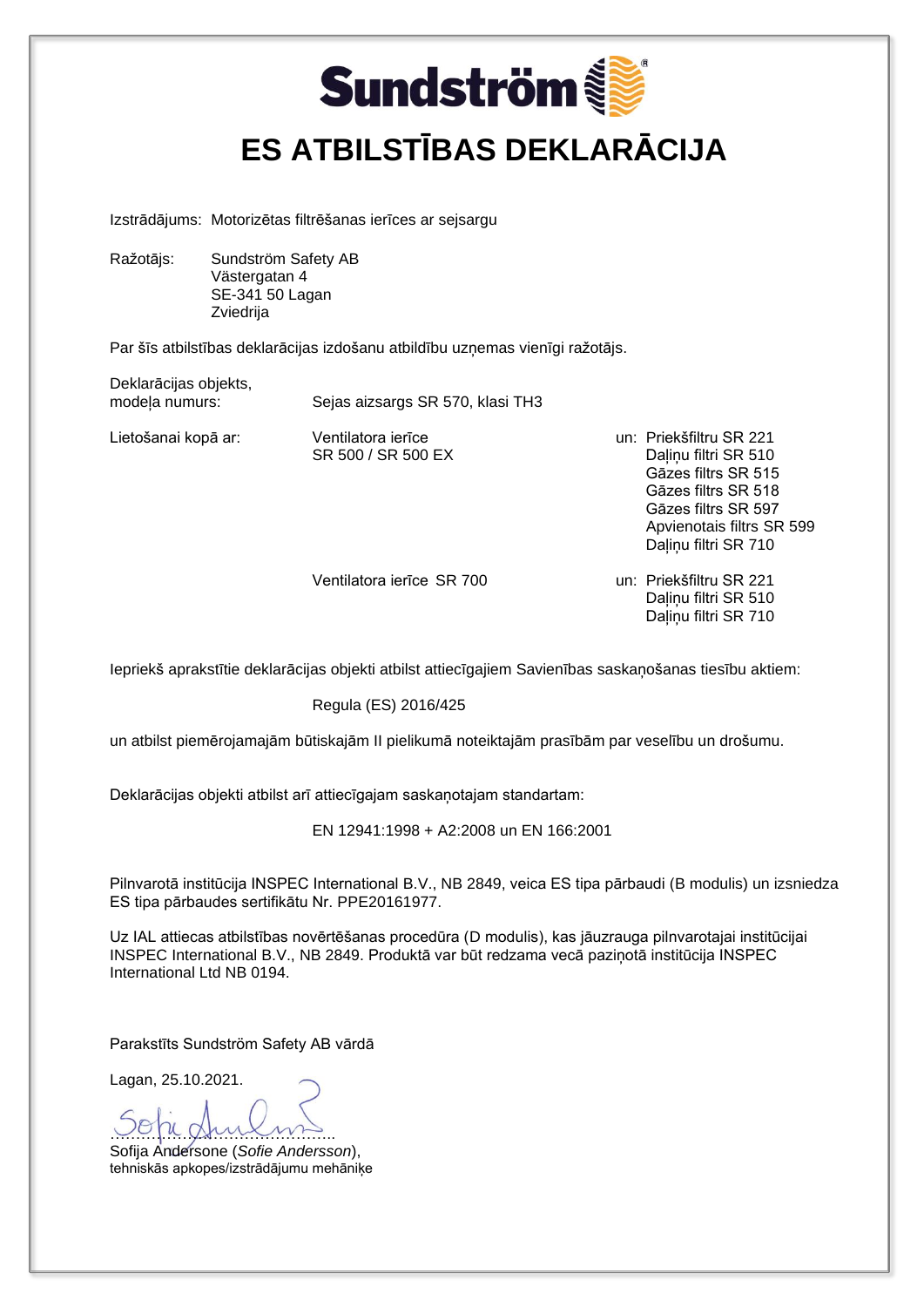# Sundström

# ES ATBILSTĪBAS DEKLARĀCIJA

Izstrādājums: Motorizētas filtrēšanas ierīces ar sejsargu

Ražotājs: Sundström Safety AB
Västergatan 4
SE-341 50 Lagan
Zviedrija

Par šīs atbilstības deklarācijas izdošanu atbildību uzņemas vienīgi ražotājs.

Deklarācijas objekts, modeļa numurs: Sejas aizsargs SR 570, klasi TH3

| Lietošanai kopā ar: | | |
|---|---|---|
| | Ventilatora ierīce SR 500 / SR 500 EX | un: Priekšfiltru SR 221<br>Daļiņu filtri SR 510<br>Gāzes filtrs SR 515<br>Gāzes filtrs SR 518<br>Gāzes filtrs SR 597<br>Apvienotais filtrs SR 599<br>Daļiņu filtri SR 710 |
| | Ventilatora ierīce SR 700 | un: Priekšfiltru SR 221<br>Daļiņu filtri SR 510<br>Daļiņu filtri SR 710 |

Iepriekš aprakstītie deklarācijas objekti atbilst attiecīgajiem Savienības saskaņošanas tiesību aktiem:

Regula (ES) 2016/425

un atbilst piemērojamajām būtiskajām II pielikumā noteiktajām prasībām par veselību un drošumu.

Deklarācijas objekti atbilst arī attiecīgajam saskaņotajam standartam:

EN 12941:1998 + A2:2008 un EN 166:2001

Pilnvarotā institūcija INSPEC International B.V., NB 2849, veica ES tipa pārbaudi (B modulis) un izsniedza ES tipa pārbaudes sertifikātu Nr. PPE20161977.

Uz IAL attiecas atbilstības novērtēšanas procedūra (D modulis), kas jāuzrauga pilnvarotajai institūcijai INSPEC International B.V., NB 2849. Produktā var būt redzama vecā paziņotā institūcija INSPEC International Ltd NB 0194.

Parakstīts Sundström Safety AB vārdā

Lagan, 25.10.2021.

……………………………………..
Sofija Andersone (*Sofie Andersson*),
tehniskās apkopes/izstrādājumu mehāniķe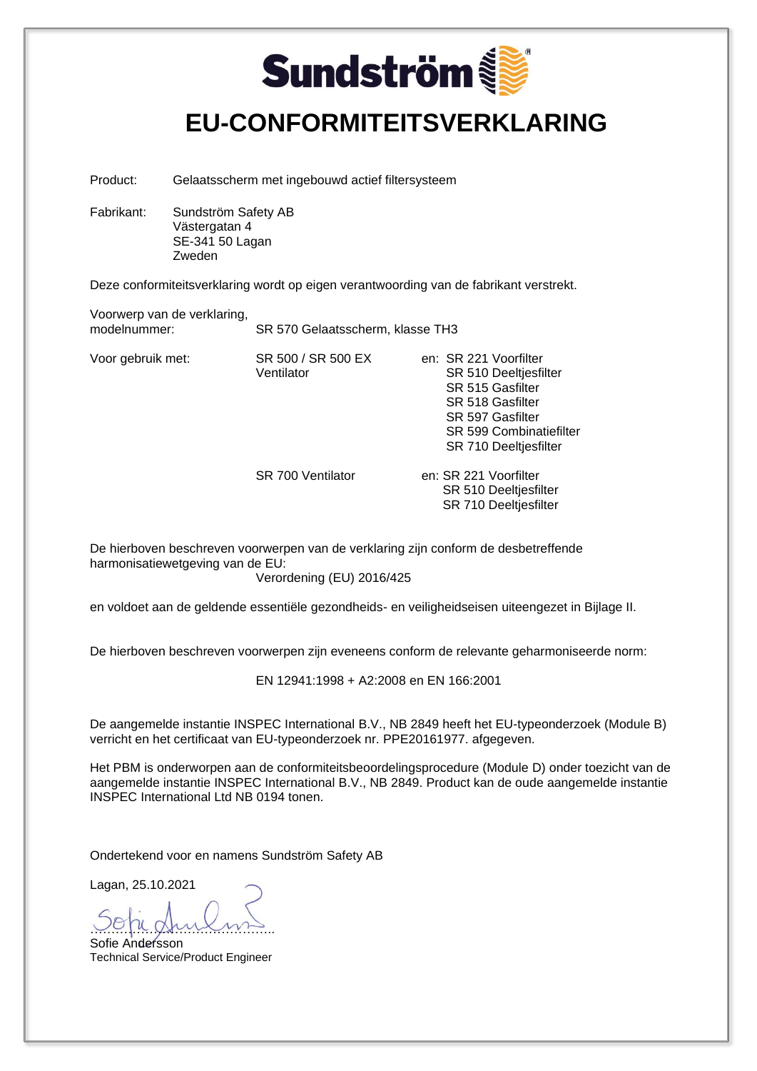Sundström

# EU-CONFORMITEITSVERKLARING

Product: Gelaatsscherm met ingebouwd actief filtersysteem

Fabrikant: Sundström Safety AB
Västergatan 4
SE-341 50 Lagan
Zweden

Deze conformiteitsverklaring wordt op eigen verantwoording van de fabrikant verstrekt.

Voorwerp van de verklaring, modelnummer: SR 570 Gelaatsscherm, klasse TH3

Voor gebruik met:

SR 500 / SR 500 EX Ventilator en:
- SR 221 Voorfilter
- SR 510 Deeltjesfilter
- SR 515 Gasfilter
- SR 518 Gasfilter
- SR 597 Gasfilter
- SR 599 Combinatiefilter
- SR 710 Deeltjesfilter

SR 700 Ventilator en:
- SR 221 Voorfilter
- SR 510 Deeltjesfilter
- SR 710 Deeltjesfilter

De hierboven beschreven voorwerpen van de verklaring zijn conform de desbetreffende harmonisatiewetgeving van de EU:

Verordening (EU) 2016/425

en voldoet aan de geldende essentiële gezondheids- en veiligheidseisen uiteengezet in Bijlage II.

De hierboven beschreven voorwerpen zijn eveneens conform de relevante geharmoniseerde norm:

EN 12941:1998 + A2:2008 en EN 166:2001

De aangemelde instantie INSPEC International B.V., NB 2849 heeft het EU-typeonderzoek (Module B) verricht en het certificaat van EU-typeonderzoek nr. PPE20161977. afgegeven.

Het PBM is onderworpen aan de conformiteitsbeoordelingsprocedure (Module D) onder toezicht van de aangemelde instantie INSPEC International B.V., NB 2849. Product kan de oude aangemelde instantie INSPEC International Ltd NB 0194 tonen.

Ondertekend voor en namens Sundström Safety AB

Lagan, 25.10.2021

……………………………………

Sofie Andersson
Technical Service/Product Engineer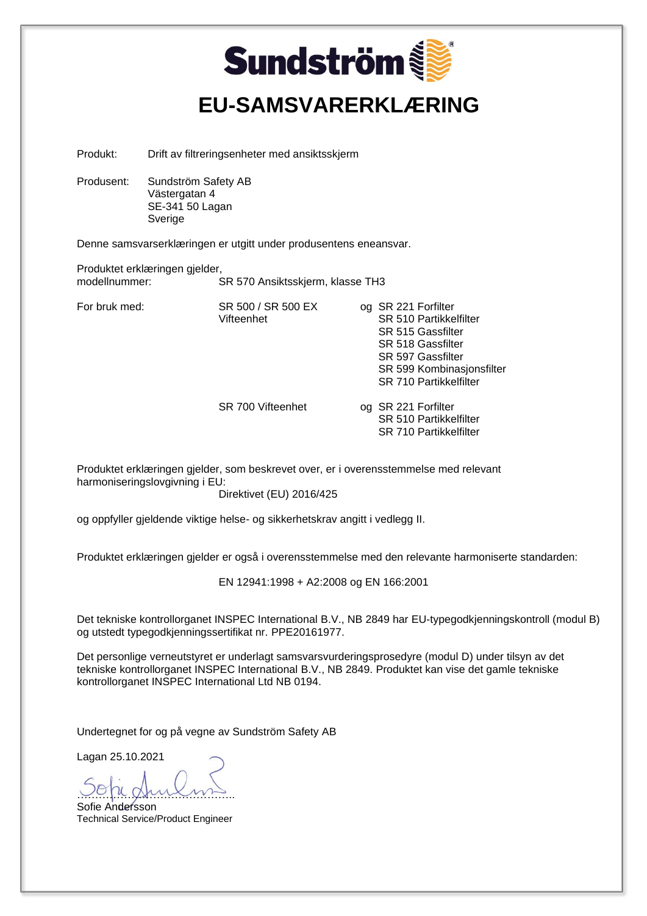Sundström

# EU-SAMSVARERKLÆRING

Produkt: Drift av filtreringsenheter med ansiktsskjerm

Produsent: Sundström Safety AB
Västergatan 4
SE-341 50 Lagan
Sverige

Denne samsvarserklæringen er utgitt under produsentens eneansvar.

Produktet erklæringen gjelder,
modellnummer: SR 570 Ansiktsskjerm, klasse TH3

| | | | |
|---|---|---|---|
| For bruk med: | SR 500 / SR 500 EX Vifteenhet | og | SR 221 Forfilter<br>SR 510 Partikkelfilter<br>SR 515 Gassfilter<br>SR 518 Gassfilter<br>SR 597 Gassfilter<br>SR 599 Kombinasjonsfilter<br>SR 710 Partikkelfilter |
| | SR 700 Vifteenhet | og | SR 221 Forfilter<br>SR 510 Partikkelfilter<br>SR 710 Partikkelfilter |

Produktet erklæringen gjelder, som beskrevet over, er i overensstemmelse med relevant harmoniseringslovgivning i EU:

Direktivet (EU) 2016/425

og oppfyller gjeldende viktige helse- og sikkerhetskrav angitt i vedlegg II.

Produktet erklæringen gjelder er også i overensstemmelse med den relevante harmoniserte standarden:

EN 12941:1998 + A2:2008 og EN 166:2001

Det tekniske kontrollorganet INSPEC International B.V., NB 2849 har EU-typegodkjenningskontroll (modul B) og utstedt typegodkjenningssertifikat nr. PPE20161977.

Det personlige verneutstyret er underlagt samsvarsvurderingsprosedyre (modul D) under tilsyn av det tekniske kontrollorganet INSPEC International B.V., NB 2849. Produktet kan vise det gamle tekniske kontrollorganet INSPEC International Ltd NB 0194.

Undertegnet for og på vegne av Sundström Safety AB

Lagan 25.10.2021

......................................

Sofie Andersson
Technical Service/Product Engineer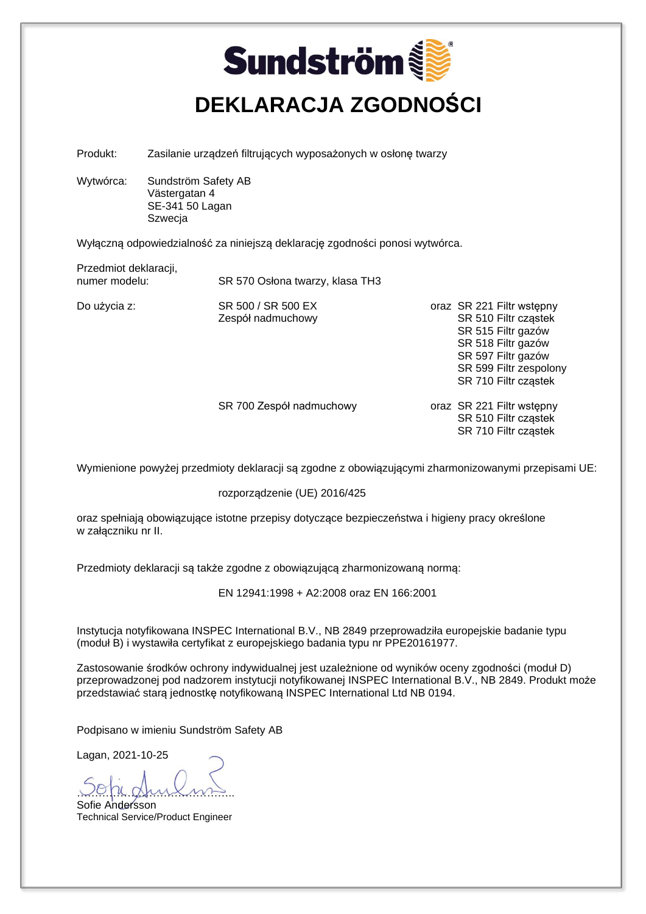Sundström

# DEKLARACJA ZGODNOŚCI

Produkt: Zasilanie urządzeń filtrujących wyposażonych w osłonę twarzy

Wytwórca: Sundström Safety AB
Västergatan 4
SE-341 50 Lagan
Szwecja

Wyłączną odpowiedzialność za niniejszą deklarację zgodności ponosi wytwórca.

Przedmiot deklaracji, numer modelu: SR 570 Osłona twarzy, klasa TH3

Do użycia z:

| | | |
|---|---|---|
| SR 500 / SR 500 EX Zespół nadmuchowy | oraz | SR 221 Filtr wstępny<br>SR 510 Filtr cząstek<br>SR 515 Filtr gazów<br>SR 518 Filtr gazów<br>SR 597 Filtr gazów<br>SR 599 Filtr zespolony<br>SR 710 Filtr cząstek |
| SR 700 Zespół nadmuchowy | oraz | SR 221 Filtr wstępny<br>SR 510 Filtr cząstek<br>SR 710 Filtr cząstek |

Wymienione powyżej przedmioty deklaracji są zgodne z obowiązującymi zharmonizowanymi przepisami UE:

rozporządzenie (UE) 2016/425

oraz spełniają obowiązujące istotne przepisy dotyczące bezpieczeństwa i higieny pracy określone w załączniku nr II.

Przedmioty deklaracji są także zgodne z obowiązującą zharmonizowaną normą:

EN 12941:1998 + A2:2008 oraz EN 166:2001

Instytucja notyfikowana INSPEC International B.V., NB 2849 przeprowadziła europejskie badanie typu (moduł B) i wystawiła certyfikat z europejskiego badania typu nr PPE20161977.

Zastosowanie środków ochrony indywidualnej jest uzależnione od wyników oceny zgodności (moduł D) przeprowadzonej pod nadzorem instytucji notyfikowanej INSPEC International B.V., NB 2849. Produkt może przedstawiać starą jednostkę notyfikowaną INSPEC International Ltd NB 0194.

Podpisano w imieniu Sundström Safety AB

Lagan, 2021-10-25

.........................................
Sofie Andersson
Technical Service/Product Engineer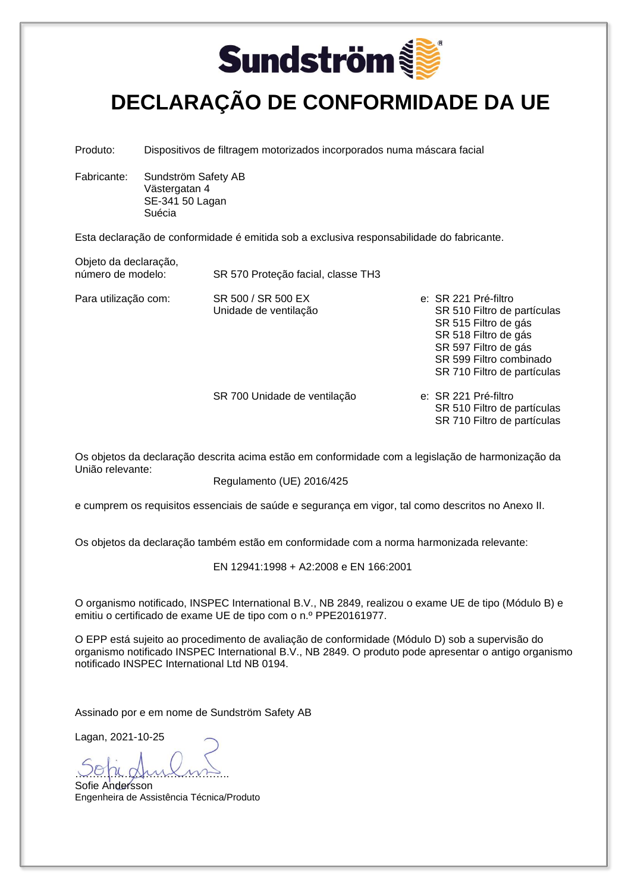Sundström

# DECLARAÇÃO DE CONFORMIDADE DA UE

Produto: Dispositivos de filtragem motorizados incorporados numa máscara facial

Fabricante: Sundström Safety AB
Västergatan 4
SE-341 50 Lagan
Suécia

Esta declaração de conformidade é emitida sob a exclusiva responsabilidade do fabricante.

Objeto da declaração,
número de modelo: SR 570 Proteção facial, classe TH3

| Para utilização com: | SR 500 / SR 500 EX Unidade de ventilação | e: SR 221 Pré-filtro<br>SR 510 Filtro de partículas<br>SR 515 Filtro de gás<br>SR 518 Filtro de gás<br>SR 597 Filtro de gás<br>SR 599 Filtro combinado<br>SR 710 Filtro de partículas |
|---|---|---|
| | SR 700 Unidade de ventilação | e: SR 221 Pré-filtro<br>SR 510 Filtro de partículas<br>SR 710 Filtro de partículas |

Os objetos da declaração descrita acima estão em conformidade com a legislação de harmonização da União relevante:

Regulamento (UE) 2016/425

e cumprem os requisitos essenciais de saúde e segurança em vigor, tal como descritos no Anexo II.

Os objetos da declaração também estão em conformidade com a norma harmonizada relevante:

EN 12941:1998 + A2:2008 e EN 166:2001

O organismo notificado, INSPEC International B.V., NB 2849, realizou o exame UE de tipo (Módulo B) e emitiu o certificado de exame UE de tipo com o n.º PPE20161977.

O EPP está sujeito ao procedimento de avaliação de conformidade (Módulo D) sob a supervisão do organismo notificado INSPEC International B.V., NB 2849. O produto pode apresentar o antigo organismo notificado INSPEC International Ltd NB 0194.

Assinado por e em nome de Sundström Safety AB

Lagan, 2021-10-25

.........................................

Sofie Andersson
Engenheira de Assistência Técnica/Produto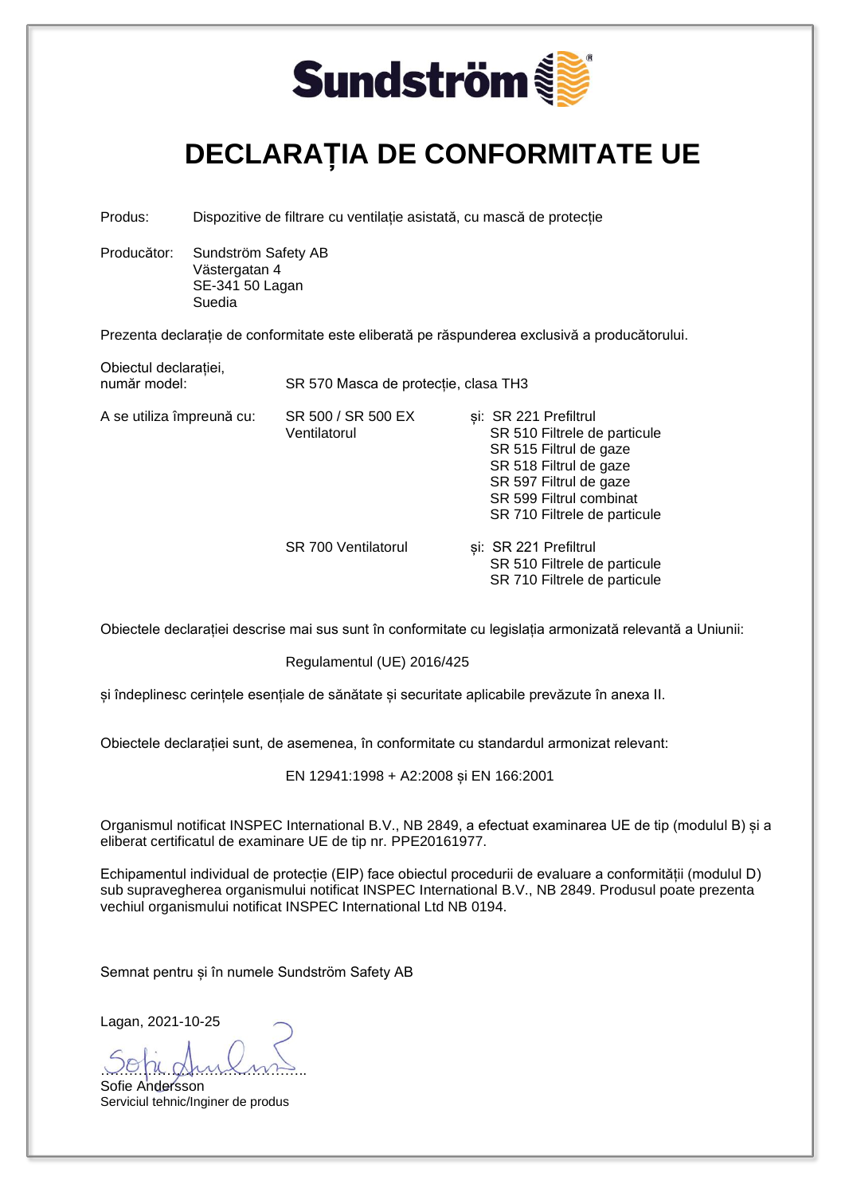Sundström

# DECLARAȚIA DE CONFORMITATE UE

Produs: Dispozitive de filtrare cu ventilație asistată, cu mască de protecție

Producător: Sundström Safety AB
Västergatan 4
SE-341 50 Lagan
Suedia

Prezenta declarație de conformitate este eliberată pe răspunderea exclusivă a producătorului.

| | | |
|---|---|---|
| Obiectul declarației, număr model: | SR 570 Masca de protecție, clasa TH3 | |
| A se utiliza împreună cu: | SR 500 / SR 500 EX Ventilatorul | și: SR 221 Prefiltrul<br>SR 510 Filtrele de particule<br>SR 515 Filtrul de gaze<br>SR 518 Filtrul de gaze<br>SR 597 Filtrul de gaze<br>SR 599 Filtrul combinat<br>SR 710 Filtrele de particule |
| | SR 700 Ventilatorul | și: SR 221 Prefiltrul<br>SR 510 Filtrele de particule<br>SR 710 Filtrele de particule |

Obiectele declarației descrise mai sus sunt în conformitate cu legislația armonizată relevantă a Uniunii:

Regulamentul (UE) 2016/425

și îndeplinesc cerințele esențiale de sănătate și securitate aplicabile prevăzute în anexa II.

Obiectele declarației sunt, de asemenea, în conformitate cu standardul armonizat relevant:

EN 12941:1998 + A2:2008 și EN 166:2001

Organismul notificat INSPEC International B.V., NB 2849, a efectuat examinarea UE de tip (modulul B) și a eliberat certificatul de examinare UE de tip nr. PPE20161977.

Echipamentul individual de protecție (EIP) face obiectul procedurii de evaluare a conformității (modulul D) sub supravegherea organismului notificat INSPEC International B.V., NB 2849. Produsul poate prezenta vechiul organismului notificat INSPEC International Ltd NB 0194.

Semnat pentru și în numele Sundström Safety AB

Lagan, 2021-10-25

……………………………………..
Sofie Andersson
Serviciul tehnic/Inginer de produs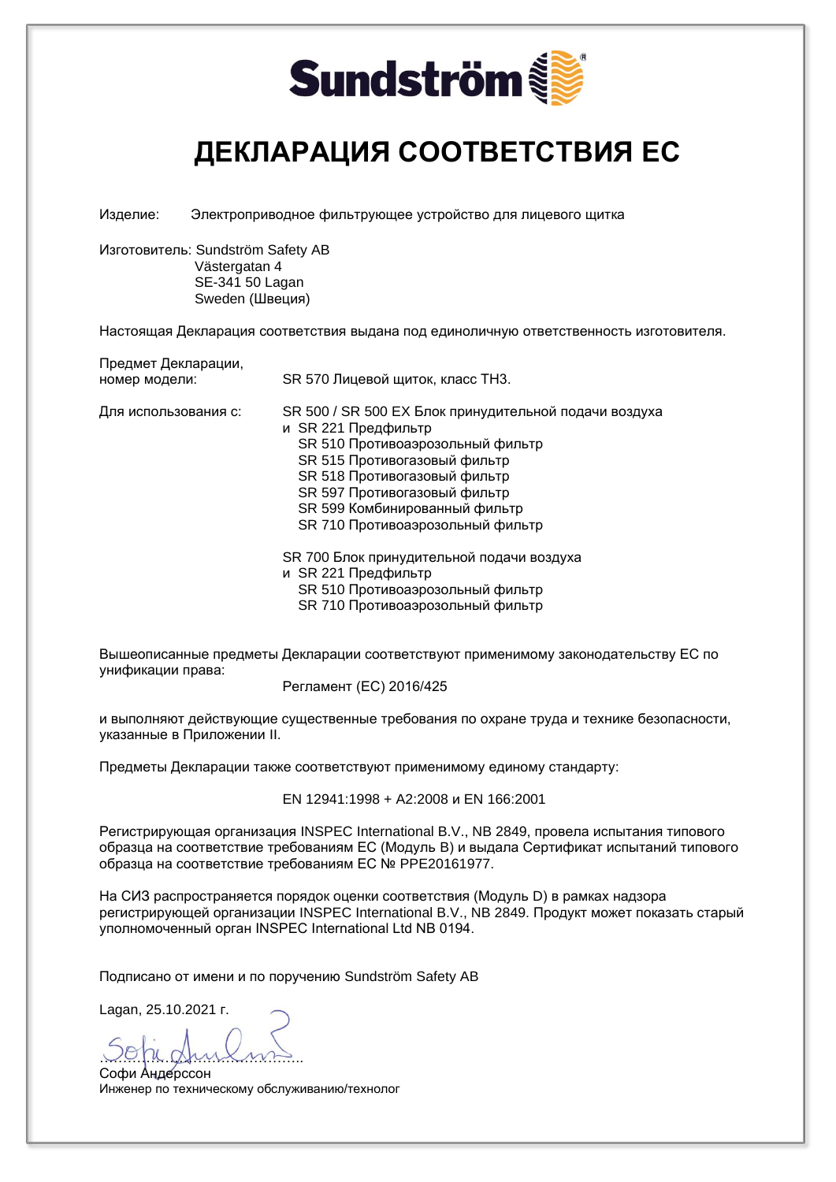Sundström

# ДЕКЛАРАЦИЯ СООТВЕТСТВИЯ ЕС

Изделие: Электроприводное фильтрующее устройство для лицевого щитка

Изготовитель: Sundström Safety AB
Västergatan 4
SE-341 50 Lagan
Sweden (Швеция)

Настоящая Декларация соответствия выдана под единоличную ответственность изготовителя.

Предмет Декларации, номер модели: SR 570 Лицевой щиток, класс ТН3.

Для использования с: SR 500 / SR 500 EX Блок принудительной подачи воздуха
и SR 221 Предфильтр
SR 510 Противоаэрозольный фильтр
SR 515 Противогазовый фильтр
SR 518 Противогазовый фильтр
SR 597 Противогазовый фильтр
SR 599 Комбинированный фильтр
SR 710 Противоаэрозольный фильтр

SR 700 Блок принудительной подачи воздуха
и SR 221 Предфильтр
SR 510 Противоаэрозольный фильтр
SR 710 Противоаэрозольный фильтр

Вышеописанные предметы Декларации соответствуют применимому законодательству ЕС по унификации права:

Регламент (ЕС) 2016/425

и выполняют действующие существенные требования по охране труда и технике безопасности, указанные в Приложении II.

Предметы Декларации также соответствуют применимому единому стандарту:

EN 12941:1998 + A2:2008 и EN 166:2001

Регистрирующая организация INSPEC International B.V., NB 2849, провела испытания типового образца на соответствие требованиям ЕС (Модуль В) и выдала Сертификат испытаний типового образца на соответствие требованиям ЕС № PPE20161977.

На СИЗ распространяется порядок оценки соответствия (Модуль D) в рамках надзора регистрирующей организации INSPEC International B.V., NB 2849. Продукт может показать старый уполномоченный орган INSPEC International Ltd NB 0194.

Подписано от имени и по поручению Sundström Safety AB

Lagan, 25.10.2021 г.

……………………………………

Софи Андерссон
Инженер по техническому обслуживанию/технолог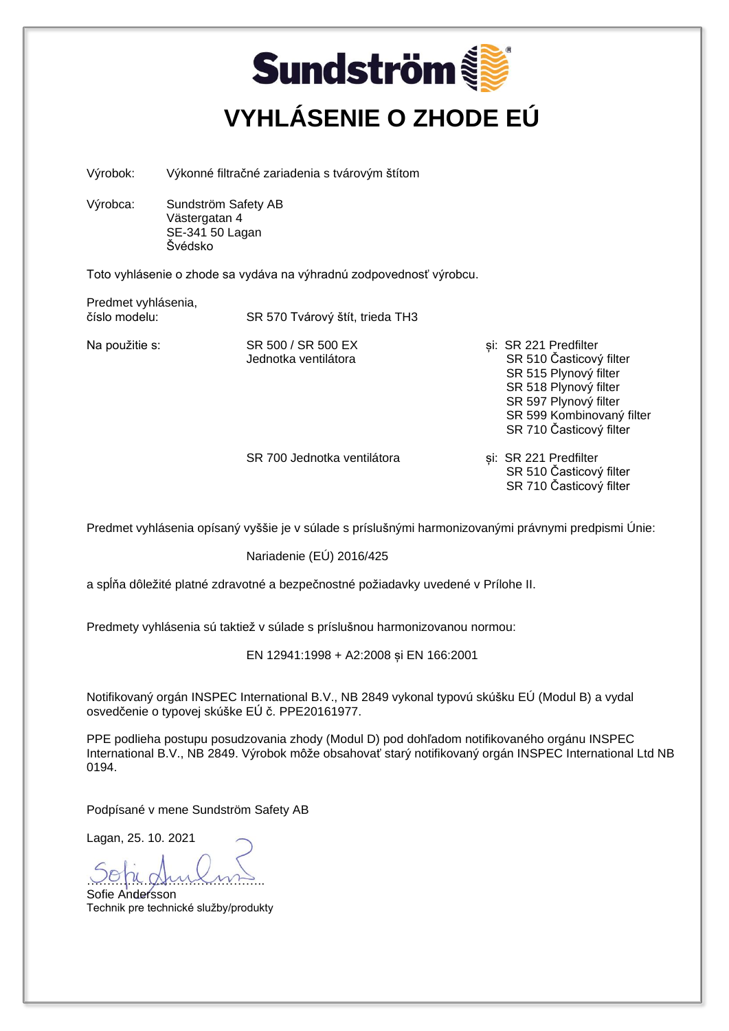# Sundström

# VYHLÁSENIE O ZHODE EÚ

Výrobok: Výkonné filtračné zariadenia s tvárovým štítom

Výrobca: Sundström Safety AB
Västergatan 4
SE-341 50 Lagan
Švédsko

Toto vyhlásenie o zhode sa vydáva na výhradnú zodpovednosť výrobcu.

Predmet vyhlásenia,
číslo modelu: SR 570 Tvárový štít, trieda TH3

| Na použitie s: | | |
|---|---|---|
| | SR 500 / SR 500 EX Jednotka ventilátora | și: SR 221 Predfilter<br>SR 510 Časticový filter<br>SR 515 Plynový filter<br>SR 518 Plynový filter<br>SR 597 Plynový filter<br>SR 599 Kombinovaný filter<br>SR 710 Časticový filter |
| | SR 700 Jednotka ventilátora | și: SR 221 Predfilter<br>SR 510 Časticový filter<br>SR 710 Časticový filter |

Predmet vyhlásenia opísaný vyššie je v súlade s príslušnými harmonizovanými právnymi predpismi Únie:

Nariadenie (EÚ) 2016/425

a spĺňa dôležité platné zdravotné a bezpečnostné požiadavky uvedené v Prílohe II.

Predmety vyhlásenia sú taktiež v súlade s príslušnou harmonizovanou normou:

EN 12941:1998 + A2:2008 și EN 166:2001

Notifikovaný orgán INSPEC International B.V., NB 2849 vykonal typovú skúšku EÚ (Modul B) a vydal osvedčenie o typovej skúške EÚ č. PPE20161977.

PPE podlieha postupu posudzovania zhody (Modul D) pod dohľadom notifikovaného orgánu INSPEC International B.V., NB 2849. Výrobok môže obsahovať starý notifikovaný orgán INSPEC International Ltd NB 0194.

Podpísané v mene Sundström Safety AB

Lagan, 25. 10. 2021

……………………………………..
Sofie Andersson
Technik pre technické služby/produkty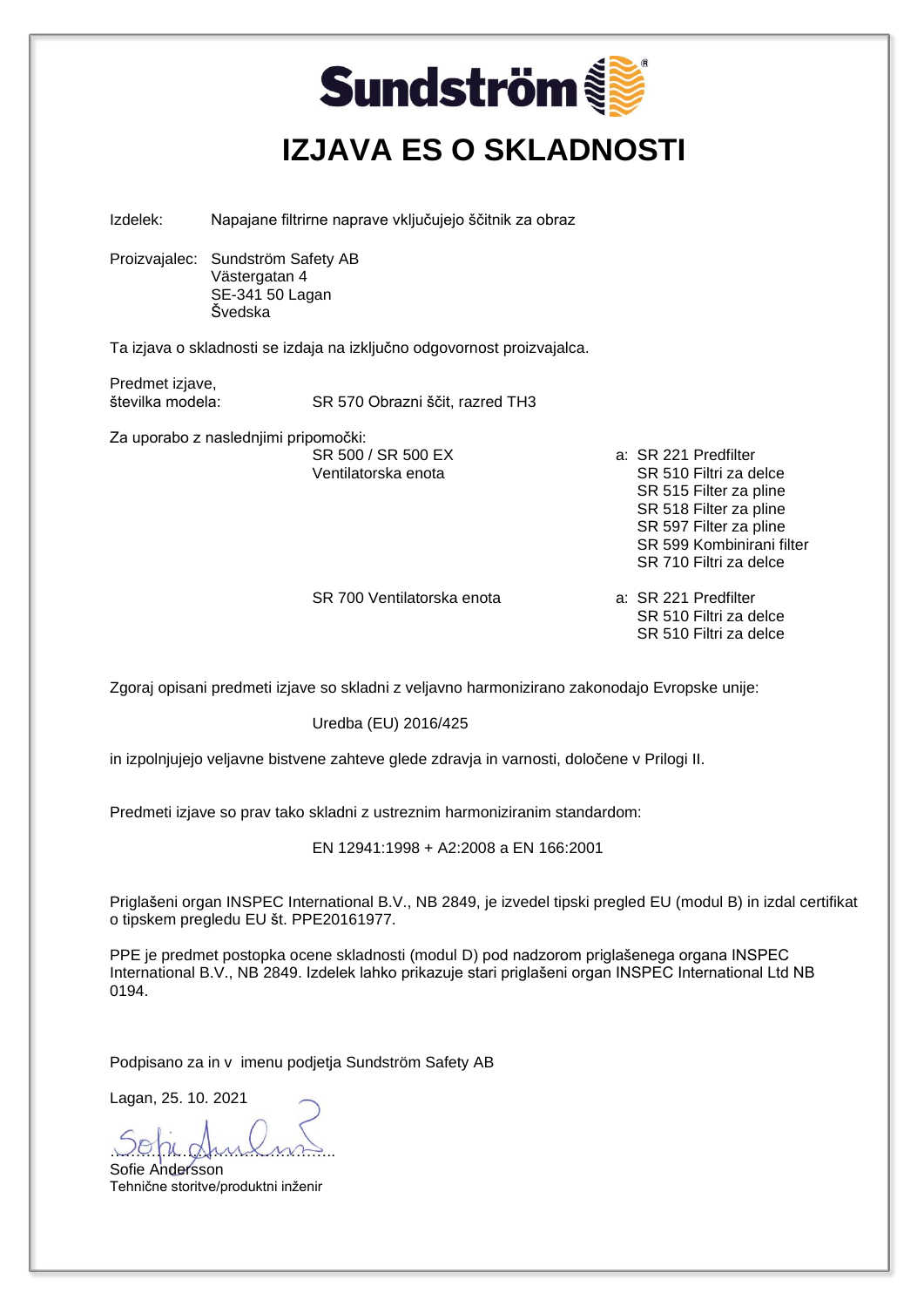Sundström

# IZJAVA ES O SKLADNOSTI

Izdelek: Napajane filtrirne naprave vključujejo ščitnik za obraz

Proizvajalec: Sundström Safety AB
Västergatan 4
SE-341 50 Lagan
Švedska

Ta izjava o skladnosti se izdaja na izključno odgovornost proizvajalca.

Predmet izjave,
številka modela: SR 570 Obrazni ščit, razred TH3

Za uporabo z naslednjimi pripomočki:

| | |
|---|---|
| SR 500 / SR 500 EX Ventilatorska enota | a: SR 221 Predfilter<br>SR 510 Filtri za delce<br>SR 515 Filter za pline<br>SR 518 Filter za pline<br>SR 597 Filter za pline<br>SR 599 Kombinirani filter<br>SR 710 Filtri za delce |
| SR 700 Ventilatorska enota | a: SR 221 Predfilter<br>SR 510 Filtri za delce<br>SR 510 Filtri za delce |

Zgoraj opisani predmeti izjave so skladni z veljavno harmonizirano zakonodajo Evropske unije:

Uredba (EU) 2016/425

in izpolnjujejo veljavne bistvene zahteve glede zdravja in varnosti, določene v Prilogi II.

Predmeti izjave so prav tako skladni z ustreznim harmoniziranim standardom:

EN 12941:1998 + A2:2008 a EN 166:2001

Priglašeni organ INSPEC International B.V., NB 2849, je izvedel tipski pregled EU (modul B) in izdal certifikat o tipskem pregledu EU št. PPE20161977.

PPE je predmet postopka ocene skladnosti (modul D) pod nadzorom priglašenega organa INSPEC International B.V., NB 2849. Izdelek lahko prikazuje stari priglašeni organ INSPEC International Ltd NB 0194.

Podpisano za in v imenu podjetja Sundström Safety AB

Lagan, 25. 10. 2021

.....................................

Sofie Andersson
Tehnične storitve/produktni inženir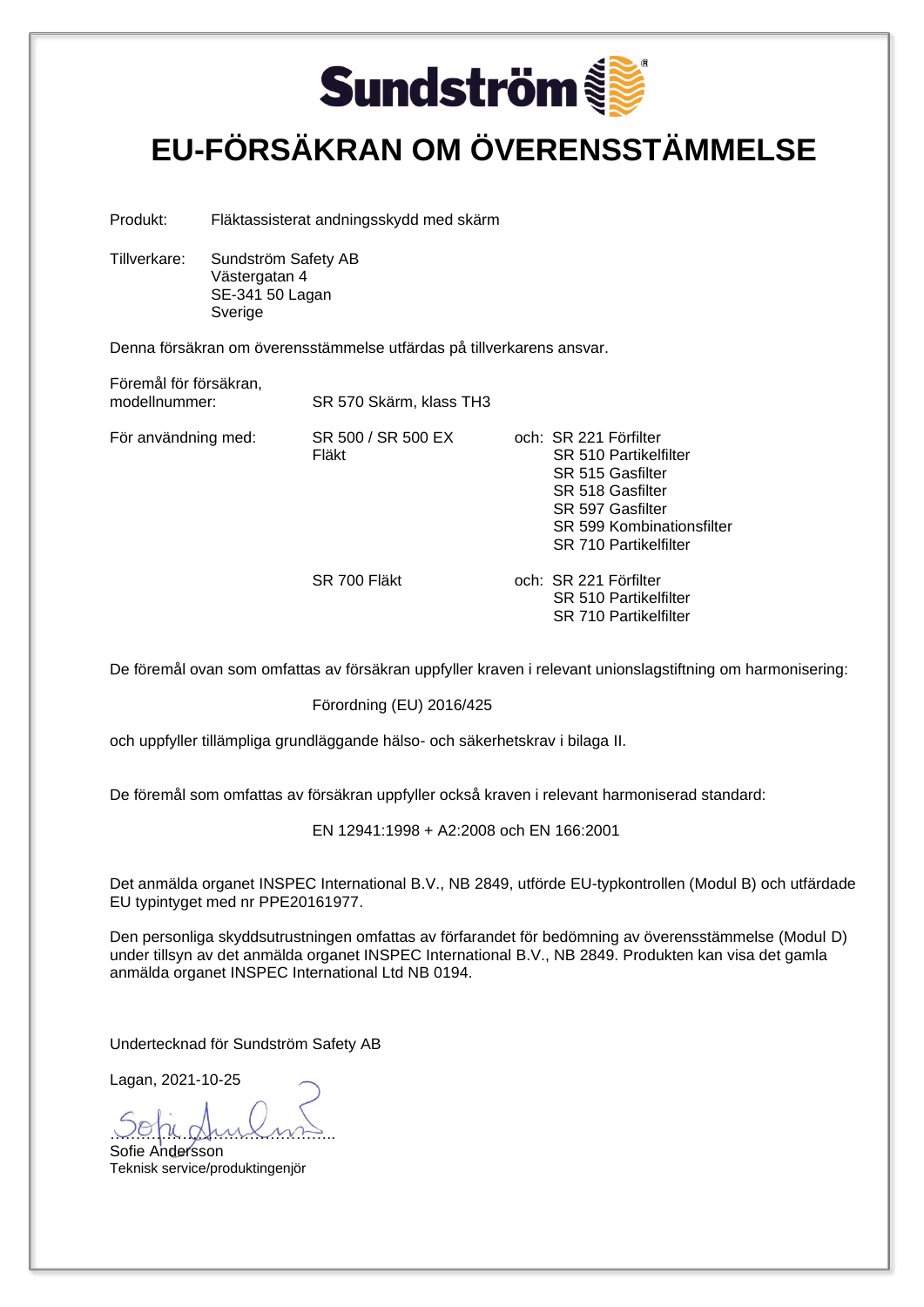Sundström

# EU-FÖRSÄKRAN OM ÖVERENSSTÄMMELSE

Produkt: Fläktassisterat andningsskydd med skärm

Tillverkare: Sundström Safety AB
Västergatan 4
SE-341 50 Lagan
Sverige

Denna försäkran om överensstämmelse utfärdas på tillverkarens ansvar.

| | | |
|---|---|---|
| Föremål för försäkran, modellnummer: | SR 570 Skärm, klass TH3 | |
| För användning med: | SR 500 / SR 500 EX Fläkt | och: SR 221 Förfilter<br>SR 510 Partikelfilter<br>SR 515 Gasfilter<br>SR 518 Gasfilter<br>SR 597 Gasfilter<br>SR 599 Kombinationsfilter<br>SR 710 Partikelfilter |
| | SR 700 Fläkt | och: SR 221 Förfilter<br>SR 510 Partikelfilter<br>SR 710 Partikelfilter |

De föremål ovan som omfattas av försäkran uppfyller kraven i relevant unionslagstiftning om harmonisering:

Förordning (EU) 2016/425

och uppfyller tillämpliga grundläggande hälso- och säkerhetskrav i bilaga II.

De föremål som omfattas av försäkran uppfyller också kraven i relevant harmoniserad standard:

EN 12941:1998 + A2:2008 och EN 166:2001

Det anmälda organet INSPEC International B.V., NB 2849, utförde EU-typkontrollen (Modul B) och utfärdade EU typintyget med nr PPE20161977.

Den personliga skyddsutrustningen omfattas av förfarandet för bedömning av överensstämmelse (Modul D) under tillsyn av det anmälda organet INSPEC International B.V., NB 2849. Produkten kan visa det gamla anmälda organet INSPEC International Ltd NB 0194.

Undertecknad för Sundström Safety AB

Lagan, 2021-10-25

……………………………………
Sofie Andersson
Teknisk service/produktingenjör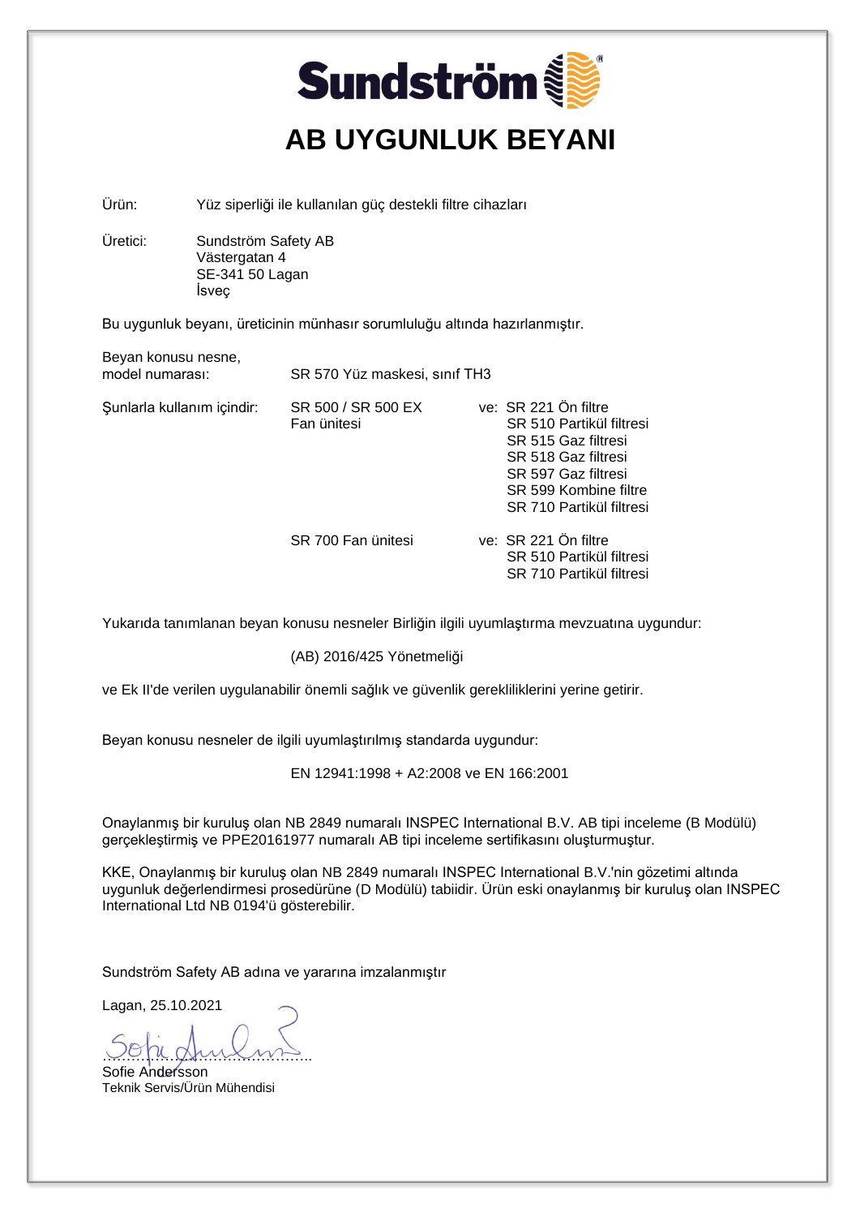Sundström

# AB UYGUNLUK BEYANI

Ürün: Yüz siperliği ile kullanılan güç destekli filtre cihazları

Üretici: Sundström Safety AB
Västergatan 4
SE-341 50 Lagan
İsveç

Bu uygunluk beyanı, üreticinin münhasır sorumluluğu altında hazırlanmıştır.

| | | |
|---|---|---|
| Beyan konusu nesne, model numarası: | SR 570 Yüz maskesi, sınıf TH3 | |
| Şunlarla kullanım içindir: | SR 500 / SR 500 EX Fan ünitesi | ve: SR 221 Ön filtre<br>SR 510 Partikül filtresi<br>SR 515 Gaz filtresi<br>SR 518 Gaz filtresi<br>SR 597 Gaz filtresi<br>SR 599 Kombine filtre<br>SR 710 Partikül filtresi |
| | SR 700 Fan ünitesi | ve: SR 221 Ön filtre<br>SR 510 Partikül filtresi<br>SR 710 Partikül filtresi |

Yukarıda tanımlanan beyan konusu nesneler Birliğin ilgili uyumlaştırma mevzuatına uygundur:

(AB) 2016/425 Yönetmeliği

ve Ek II'de verilen uygulanabilir önemli sağlık ve güvenlik gerekliliklerini yerine getirir.

Beyan konusu nesneler de ilgili uyumlaştırılmış standarda uygundur:

EN 12941:1998 + A2:2008 ve EN 166:2001

Onaylanmış bir kuruluş olan NB 2849 numaralı INSPEC International B.V. AB tipi inceleme (B Modülü) gerçekleştirmiş ve PPE20161977 numaralı AB tipi inceleme sertifikasını oluşturmuştur.

KKE, Onaylanmış bir kuruluş olan NB 2849 numaralı INSPEC International B.V.'nin gözetimi altında uygunluk değerlendirmesi prosedürüne (D Modülü) tabiidir. Ürün eski onaylanmış bir kuruluş olan INSPEC International Ltd NB 0194'ü gösterebilir.

Sundström Safety AB adına ve yararına imzalanmıştır

Lagan, 25.10.2021

........................................

Sofie Andersson
Teknik Servis/Ürün Mühendisi